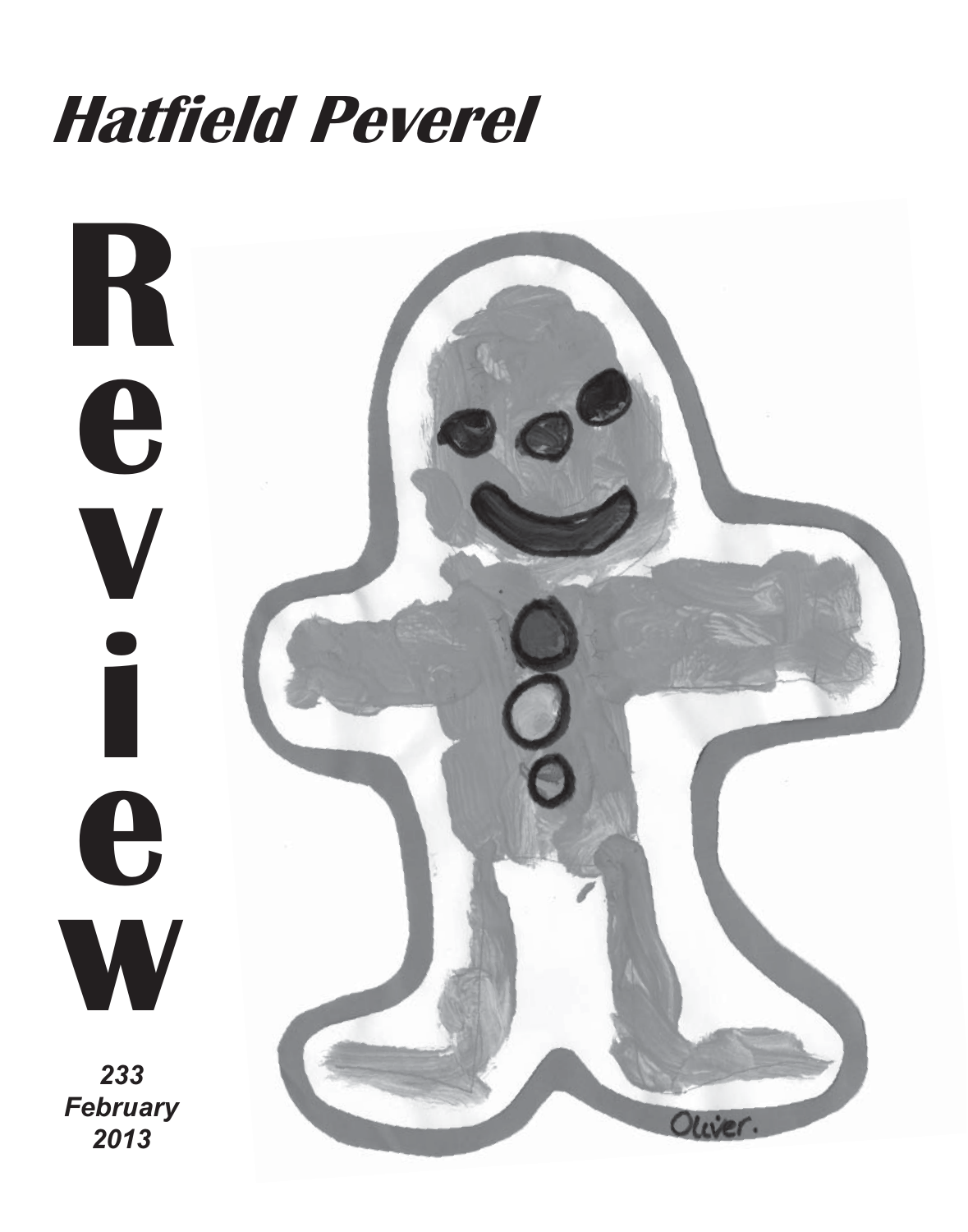# Hatfield Peverel

# Review

*233*
*February*
*2013*

Oliver.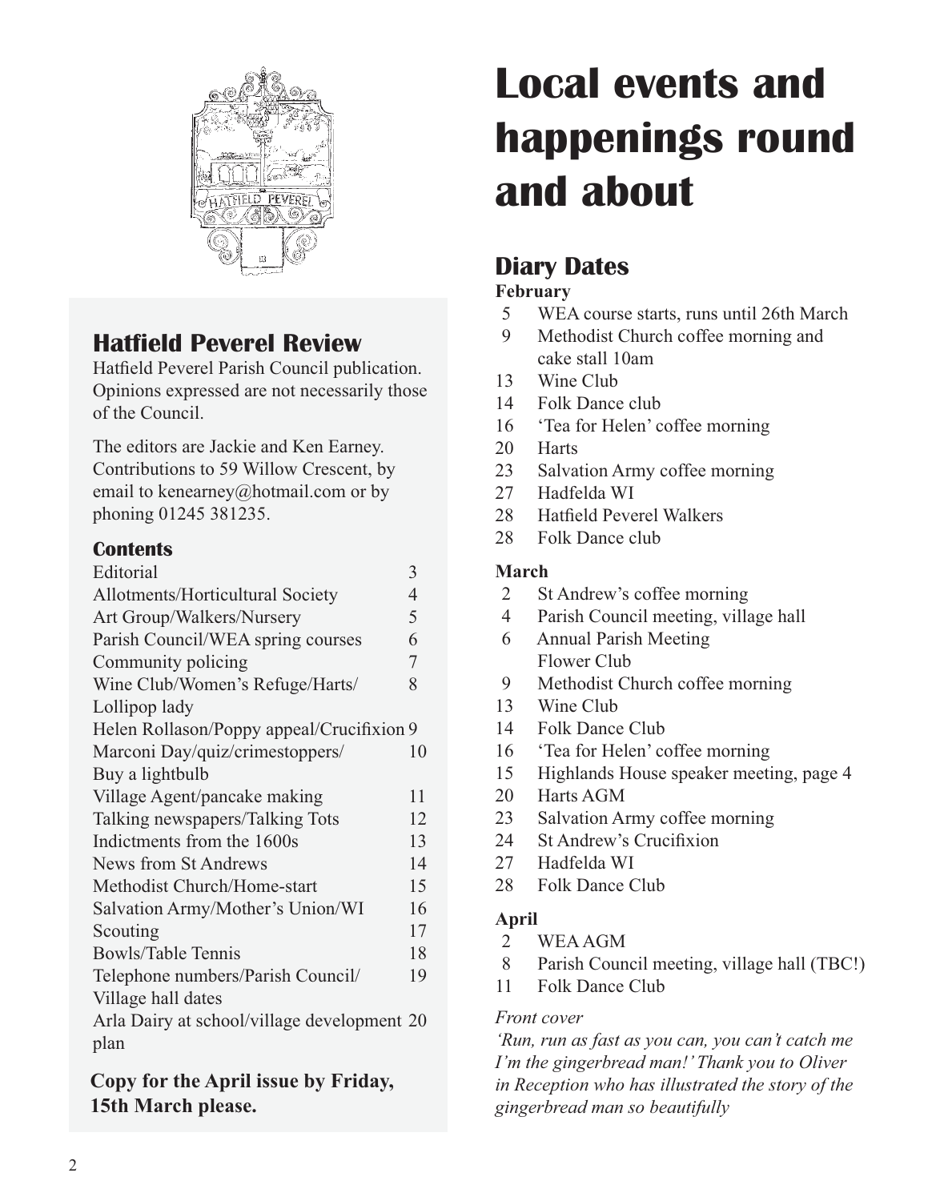## Hatfield Peverel Review

Hatfield Peverel Parish Council publication. Opinions expressed are not necessarily those of the Council.

The editors are Jackie and Ken Earney. Contributions to 59 Willow Crescent, by email to kenearney@hotmail.com or by phoning 01245 381235.

### Contents

| | |
|---|---|
| Editorial | 3 |
| Allotments/Horticultural Society | 4 |
| Art Group/Walkers/Nursery | 5 |
| Parish Council/WEA spring courses | 6 |
| Community policing | 7 |
| Wine Club/Women's Refuge/Harts/ Lollipop lady | 8 |
| Helen Rollason/Poppy appeal/Crucifixion | 9 |
| Marconi Day/quiz/crimestoppers/ Buy a lightbulb | 10 |
| Village Agent/pancake making | 11 |
| Talking newspapers/Talking Tots | 12 |
| Indictments from the 1600s | 13 |
| News from St Andrews | 14 |
| Methodist Church/Home-start | 15 |
| Salvation Army/Mother's Union/WI | 16 |
| Scouting | 17 |
| Bowls/Table Tennis | 18 |
| Telephone numbers/Parish Council/ Village hall dates | 19 |
| Arla Dairy at school/village development plan | 20 |

**Copy for the April issue by Friday, 15th March please.**

# Local events and happenings round and about

## Diary Dates

**February**

5 WEA course starts, runs until 26th March
9 Methodist Church coffee morning and cake stall 10am
13 Wine Club
14 Folk Dance club
16 'Tea for Helen' coffee morning
20 Harts
23 Salvation Army coffee morning
27 Hadfelda WI
28 Hatfield Peverel Walkers
28 Folk Dance club

**March**

2 St Andrew's coffee morning
4 Parish Council meeting, village hall
6 Annual Parish Meeting
   Flower Club
9 Methodist Church coffee morning
13 Wine Club
14 Folk Dance Club
16 'Tea for Helen' coffee morning
15 Highlands House speaker meeting, page 4
20 Harts AGM
23 Salvation Army coffee morning
24 St Andrew's Crucifixion
27 Hadfelda WI
28 Folk Dance Club

**April**

2 WEA AGM
8 Parish Council meeting, village hall (TBC!)
11 Folk Dance Club

*Front cover*

*'Run, run as fast as you can, you can't catch me I'm the gingerbread man!' Thank you to Oliver in Reception who has illustrated the story of the gingerbread man so beautifully*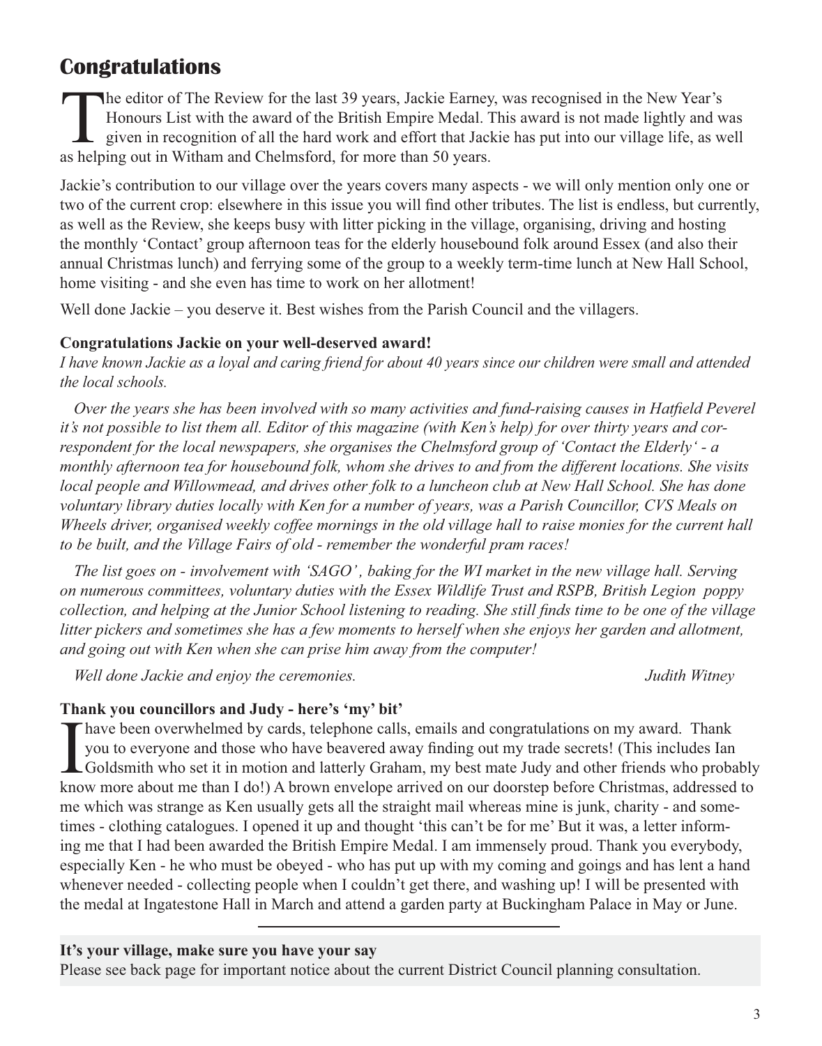# Congratulations

The editor of The Review for the last 39 years, Jackie Earney, was recognised in the New Year's Honours List with the award of the British Empire Medal. This award is not made lightly and was given in recognition of all the hard work and effort that Jackie has put into our village life, as well as helping out in Witham and Chelmsford, for more than 50 years.

Jackie's contribution to our village over the years covers many aspects - we will only mention only one or two of the current crop: elsewhere in this issue you will find other tributes. The list is endless, but currently, as well as the Review, she keeps busy with litter picking in the village, organising, driving and hosting the monthly 'Contact' group afternoon teas for the elderly housebound folk around Essex (and also their annual Christmas lunch) and ferrying some of the group to a weekly term-time lunch at New Hall School, home visiting - and she even has time to work on her allotment!

Well done Jackie – you deserve it. Best wishes from the Parish Council and the villagers.

**Congratulations Jackie on your well-deserved award!**

*I have known Jackie as a loyal and caring friend for about 40 years since our children were small and attended the local schools.*

*Over the years she has been involved with so many activities and fund-raising causes in Hatfield Peverel it's not possible to list them all. Editor of this magazine (with Ken's help) for over thirty years and correspondent for the local newspapers, she organises the Chelmsford group of 'Contact the Elderly' - a monthly afternoon tea for housebound folk, whom she drives to and from the different locations. She visits local people and Willowmead, and drives other folk to a luncheon club at New Hall School. She has done voluntary library duties locally with Ken for a number of years, was a Parish Councillor, CVS Meals on Wheels driver, organised weekly coffee mornings in the old village hall to raise monies for the current hall to be built, and the Village Fairs of old - remember the wonderful pram races!*

*The list goes on - involvement with 'SAGO', baking for the WI market in the new village hall. Serving on numerous committees, voluntary duties with the Essex Wildlife Trust and RSPB, British Legion poppy collection, and helping at the Junior School listening to reading. She still finds time to be one of the village litter pickers and sometimes she has a few moments to herself when she enjoys her garden and allotment, and going out with Ken when she can prise him away from the computer!*

*Well done Jackie and enjoy the ceremonies.* *Judith Witney*

**Thank you councillors and Judy - here's 'my' bit'**

I have been overwhelmed by cards, telephone calls, emails and congratulations on my award. Thank you to everyone and those who have beavered away finding out my trade secrets! (This includes Ian Goldsmith who set it in motion and latterly Graham, my best mate Judy and other friends who probably know more about me than I do!) A brown envelope arrived on our doorstep before Christmas, addressed to me which was strange as Ken usually gets all the straight mail whereas mine is junk, charity - and sometimes - clothing catalogues. I opened it up and thought 'this can't be for me' But it was, a letter informing me that I had been awarded the British Empire Medal. I am immensely proud. Thank you everybody, especially Ken - he who must be obeyed - who has put up with my coming and goings and has lent a hand whenever needed - collecting people when I couldn't get there, and washing up! I will be presented with the medal at Ingatestone Hall in March and attend a garden party at Buckingham Palace in May or June.

---

**It's your village, make sure you have your say**

Please see back page for important notice about the current District Council planning consultation.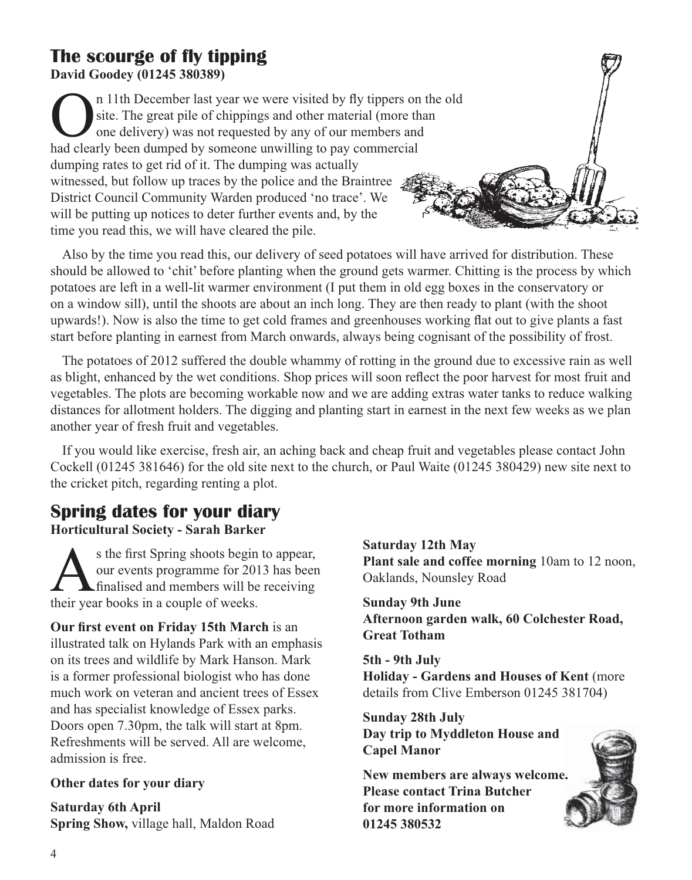## The scourge of fly tipping

**David Goodey (01245 380389)**

On 11th December last year we were visited by fly tippers on the old site. The great pile of chippings and other material (more than one delivery) was not requested by any of our members and had clearly been dumped by someone unwilling to pay commercial dumping rates to get rid of it. The dumping was actually witnessed, but follow up traces by the police and the Braintree District Council Community Warden produced 'no trace'. We will be putting up notices to deter further events and, by the time you read this, we will have cleared the pile.

Also by the time you read this, our delivery of seed potatoes will have arrived for distribution. These should be allowed to 'chit' before planting when the ground gets warmer. Chitting is the process by which potatoes are left in a well-lit warmer environment (I put them in old egg boxes in the conservatory or on a window sill), until the shoots are about an inch long. They are then ready to plant (with the shoot upwards!). Now is also the time to get cold frames and greenhouses working flat out to give plants a fast start before planting in earnest from March onwards, always being cognisant of the possibility of frost.

The potatoes of 2012 suffered the double whammy of rotting in the ground due to excessive rain as well as blight, enhanced by the wet conditions. Shop prices will soon reflect the poor harvest for most fruit and vegetables. The plots are becoming workable now and we are adding extras water tanks to reduce walking distances for allotment holders. The digging and planting start in earnest in the next few weeks as we plan another year of fresh fruit and vegetables.

If you would like exercise, fresh air, an aching back and cheap fruit and vegetables please contact John Cockell (01245 381646) for the old site next to the church, or Paul Waite (01245 380429) new site next to the cricket pitch, regarding renting a plot.

## Spring dates for your diary

**Horticultural Society - Sarah Barker**

As the first Spring shoots begin to appear, our events programme for 2013 has been finalised and members will be receiving their year books in a couple of weeks.

**Our first event on Friday 15th March** is an illustrated talk on Hylands Park with an emphasis on its trees and wildlife by Mark Hanson. Mark is a former professional biologist who has done much work on veteran and ancient trees of Essex and has specialist knowledge of Essex parks. Doors open 7.30pm, the talk will start at 8pm. Refreshments will be served. All are welcome, admission is free.

**Other dates for your diary**

**Saturday 6th April**
**Spring Show,** village hall, Maldon Road

**Saturday 12th May**
**Plant sale and coffee morning** 10am to 12 noon, Oaklands, Nounsley Road

**Sunday 9th June**
**Afternoon garden walk, 60 Colchester Road, Great Totham**

**5th - 9th July**
**Holiday - Gardens and Houses of Kent** (more details from Clive Emberson 01245 381704)

**Sunday 28th July**
**Day trip to Myddleton House and Capel Manor**

**New members are always welcome. Please contact Trina Butcher for more information on 01245 380532**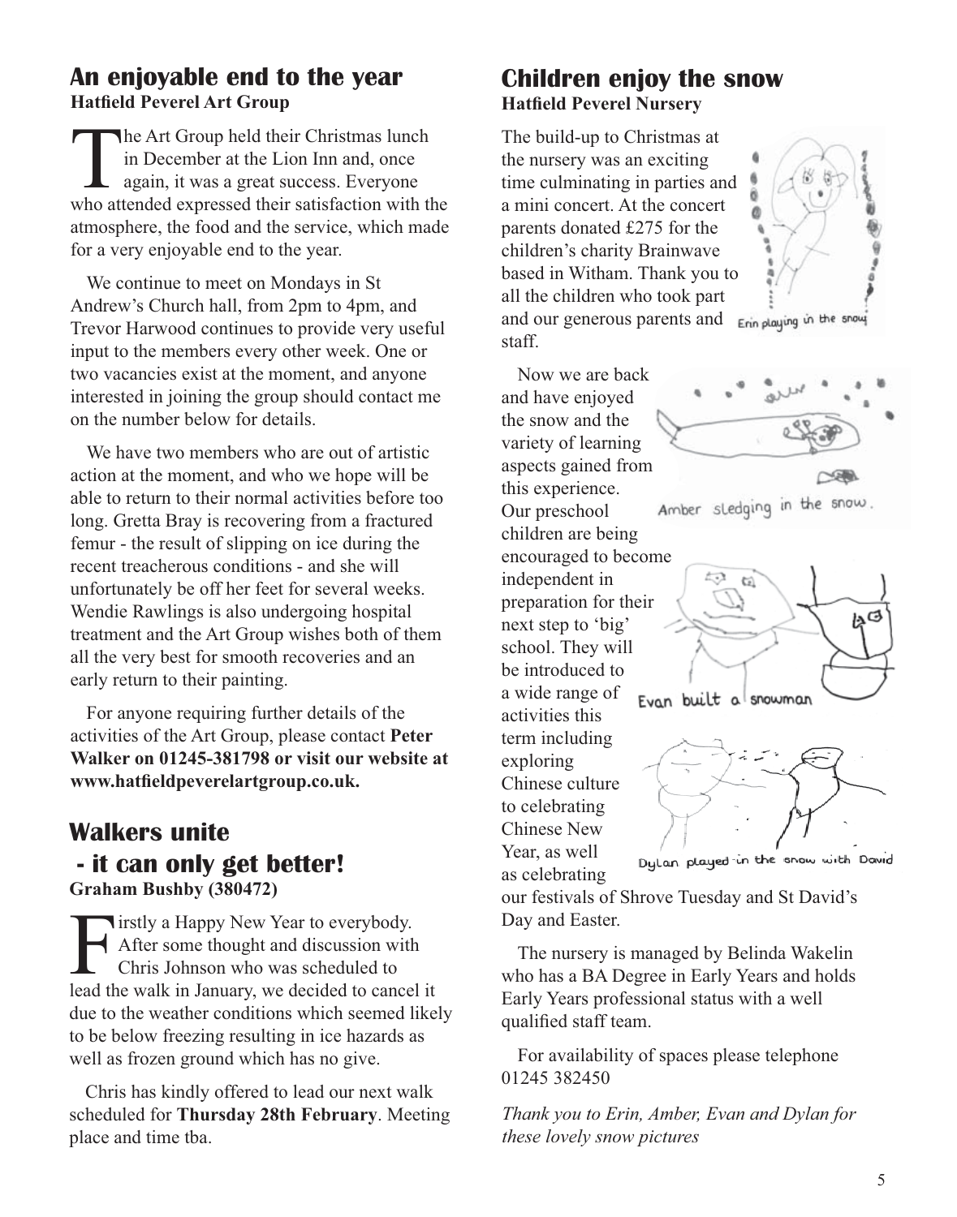## An enjoyable end to the year

**Hatfield Peverel Art Group**

The Art Group held their Christmas lunch in December at the Lion Inn and, once again, it was a great success. Everyone who attended expressed their satisfaction with the atmosphere, the food and the service, which made for a very enjoyable end to the year.

We continue to meet on Mondays in St Andrew's Church hall, from 2pm to 4pm, and Trevor Harwood continues to provide very useful input to the members every other week. One or two vacancies exist at the moment, and anyone interested in joining the group should contact me on the number below for details.

We have two members who are out of artistic action at the moment, and who we hope will be able to return to their normal activities before too long. Gretta Bray is recovering from a fractured femur - the result of slipping on ice during the recent treacherous conditions - and she will unfortunately be off her feet for several weeks. Wendie Rawlings is also undergoing hospital treatment and the Art Group wishes both of them all the very best for smooth recoveries and an early return to their painting.

For anyone requiring further details of the activities of the Art Group, please contact **Peter Walker on 01245-381798 or visit our website at www.hatfieldpeverelartgroup.co.uk.**

## Walkers unite - it can only get better!

**Graham Bushby (380472)**

Firstly a Happy New Year to everybody. After some thought and discussion with Chris Johnson who was scheduled to lead the walk in January, we decided to cancel it due to the weather conditions which seemed likely to be below freezing resulting in ice hazards as well as frozen ground which has no give.

Chris has kindly offered to lead our next walk scheduled for **Thursday 28th February**. Meeting place and time tba.

## Children enjoy the snow

**Hatfield Peverel Nursery**

The build-up to Christmas at the nursery was an exciting time culminating in parties and a mini concert. At the concert parents donated £275 for the children's charity Brainwave based in Witham. Thank you to all the children who took part and our generous parents and staff.

Erin playing in the snow

Now we are back and have enjoyed the snow and the variety of learning aspects gained from this experience. Our preschool children are being encouraged to become independent in preparation for their next step to 'big' school. They will be introduced to a wide range of activities this term including exploring Chinese culture to celebrating Chinese New Year, as well as celebrating our festivals of Shrove Tuesday and St David's Day and Easter.

Amber sledging in the snow.

Evan built a snowman

Dylan played in the snow with David

The nursery is managed by Belinda Wakelin who has a BA Degree in Early Years and holds Early Years professional status with a well qualified staff team.

For availability of spaces please telephone 01245 382450

*Thank you to Erin, Amber, Evan and Dylan for these lovely snow pictures*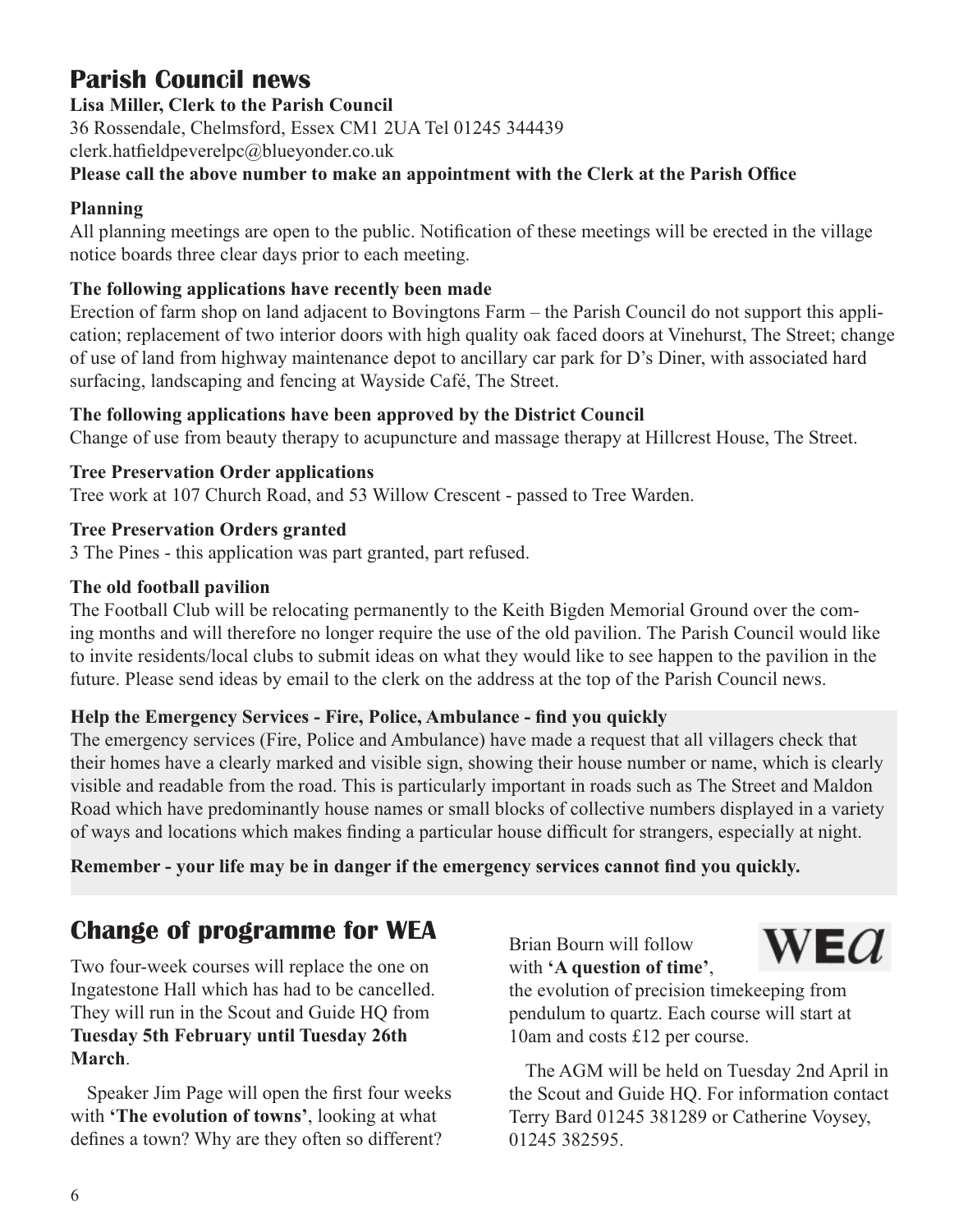## Parish Council news

**Lisa Miller, Clerk to the Parish Council**
36 Rossendale, Chelmsford, Essex CM1 2UA Tel 01245 344439
clerk.hatfieldpeverelpc@blueyonder.co.uk
**Please call the above number to make an appointment with the Clerk at the Parish Office**

### Planning

All planning meetings are open to the public. Notification of these meetings will be erected in the village notice boards three clear days prior to each meeting.

**The following applications have recently been made**

Erection of farm shop on land adjacent to Bovingtons Farm – the Parish Council do not support this application; replacement of two interior doors with high quality oak faced doors at Vinehurst, The Street; change of use of land from highway maintenance depot to ancillary car park for D's Diner, with associated hard surfacing, landscaping and fencing at Wayside Café, The Street.

**The following applications have been approved by the District Council**

Change of use from beauty therapy to acupuncture and massage therapy at Hillcrest House, The Street.

**Tree Preservation Order applications**

Tree work at 107 Church Road, and 53 Willow Crescent - passed to Tree Warden.

**Tree Preservation Orders granted**

3 The Pines - this application was part granted, part refused.

### The old football pavilion

The Football Club will be relocating permanently to the Keith Bigden Memorial Ground over the coming months and will therefore no longer require the use of the old pavilion. The Parish Council would like to invite residents/local clubs to submit ideas on what they would like to see happen to the pavilion in the future. Please send ideas by email to the clerk on the address at the top of the Parish Council news.

### Help the Emergency Services - Fire, Police, Ambulance - find you quickly

The emergency services (Fire, Police and Ambulance) have made a request that all villagers check that their homes have a clearly marked and visible sign, showing their house number or name, which is clearly visible and readable from the road. This is particularly important in roads such as The Street and Maldon Road which have predominantly house names or small blocks of collective numbers displayed in a variety of ways and locations which makes finding a particular house difficult for strangers, especially at night.

**Remember - your life may be in danger if the emergency services cannot find you quickly.**

## Change of programme for WEA

Two four-week courses will replace the one on Ingatestone Hall which has had to be cancelled. They will run in the Scout and Guide HQ from **Tuesday 5th February until Tuesday 26th March**.

Speaker Jim Page will open the first four weeks with **'The evolution of towns'**, looking at what defines a town? Why are they often so different?

Brian Bourn will follow with **'A question of time'**, the evolution of precision timekeeping from pendulum to quartz. Each course will start at 10am and costs £12 per course.

The AGM will be held on Tuesday 2nd April in the Scout and Guide HQ. For information contact Terry Bard 01245 381289 or Catherine Voysey, 01245 382595.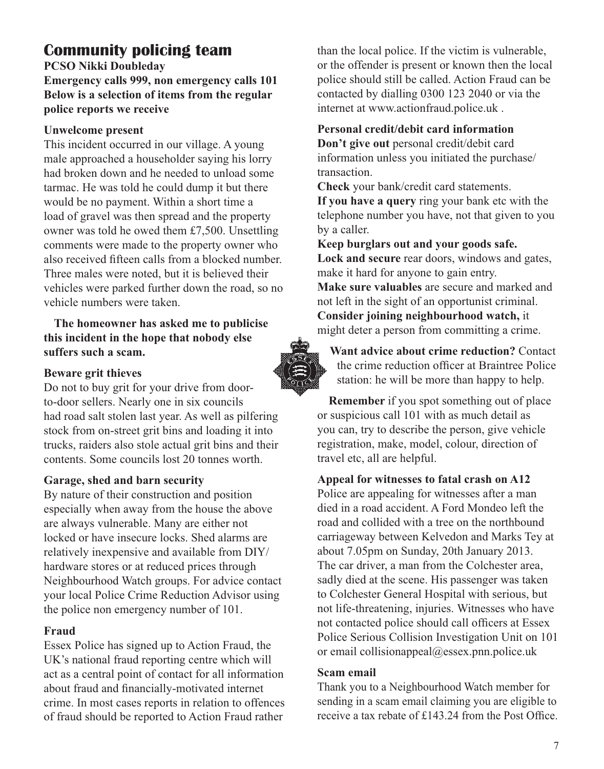# Community policing team

**PCSO Nikki Doubleday**

**Emergency calls 999, non emergency calls 101**

**Below is a selection of items from the regular police reports we receive**

**Unwelcome present**

This incident occurred in our village. A young male approached a householder saying his lorry had broken down and he needed to unload some tarmac. He was told he could dump it but there would be no payment. Within a short time a load of gravel was then spread and the property owner was told he owed them £7,500. Unsettling comments were made to the property owner who also received fifteen calls from a blocked number. Three males were noted, but it is believed their vehicles were parked further down the road, so no vehicle numbers were taken.

**The homeowner has asked me to publicise this incident in the hope that nobody else suffers such a scam.**

**Beware grit thieves**

Do not to buy grit for your drive from door-to-door sellers. Nearly one in six councils had road salt stolen last year. As well as pilfering stock from on-street grit bins and loading it into trucks, raiders also stole actual grit bins and their contents. Some councils lost 20 tonnes worth.

**Garage, shed and barn security**

By nature of their construction and position especially when away from the house the above are always vulnerable. Many are either not locked or have insecure locks. Shed alarms are relatively inexpensive and available from DIY/hardware stores or at reduced prices through Neighbourhood Watch groups. For advice contact your local Police Crime Reduction Advisor using the police non emergency number of 101.

**Fraud**

Essex Police has signed up to Action Fraud, the UK's national fraud reporting centre which will act as a central point of contact for all information about fraud and financially-motivated internet crime. In most cases reports in relation to offences of fraud should be reported to Action Fraud rather than the local police. If the victim is vulnerable, or the offender is present or known then the local police should still be called. Action Fraud can be contacted by dialling 0300 123 2040 or via the internet at www.actionfraud.police.uk .

**Personal credit/debit card information**

**Don't give out** personal credit/debit card information unless you initiated the purchase/transaction.

**Check** your bank/credit card statements.

**If you have a query** ring your bank etc with the telephone number you have, not that given to you by a caller.

**Keep burglars out and your goods safe.**

**Lock and secure** rear doors, windows and gates, make it hard for anyone to gain entry.

**Make sure valuables** are secure and marked and not left in the sight of an opportunist criminal.

**Consider joining neighbourhood watch,** it might deter a person from committing a crime.

**Want advice about crime reduction?** Contact the crime reduction officer at Braintree Police station: he will be more than happy to help.

**Remember** if you spot something out of place or suspicious call 101 with as much detail as you can, try to describe the person, give vehicle registration, make, model, colour, direction of travel etc, all are helpful.

**Appeal for witnesses to fatal crash on A12**

Police are appealing for witnesses after a man died in a road accident. A Ford Mondeo left the road and collided with a tree on the northbound carriageway between Kelvedon and Marks Tey at about 7.05pm on Sunday, 20th January 2013. The car driver, a man from the Colchester area, sadly died at the scene. His passenger was taken to Colchester General Hospital with serious, but not life-threatening, injuries. Witnesses who have not contacted police should call officers at Essex Police Serious Collision Investigation Unit on 101 or email collisionappeal@essex.pnn.police.uk

**Scam email**

Thank you to a Neighbourhood Watch member for sending in a scam email claiming you are eligible to receive a tax rebate of £143.24 from the Post Office.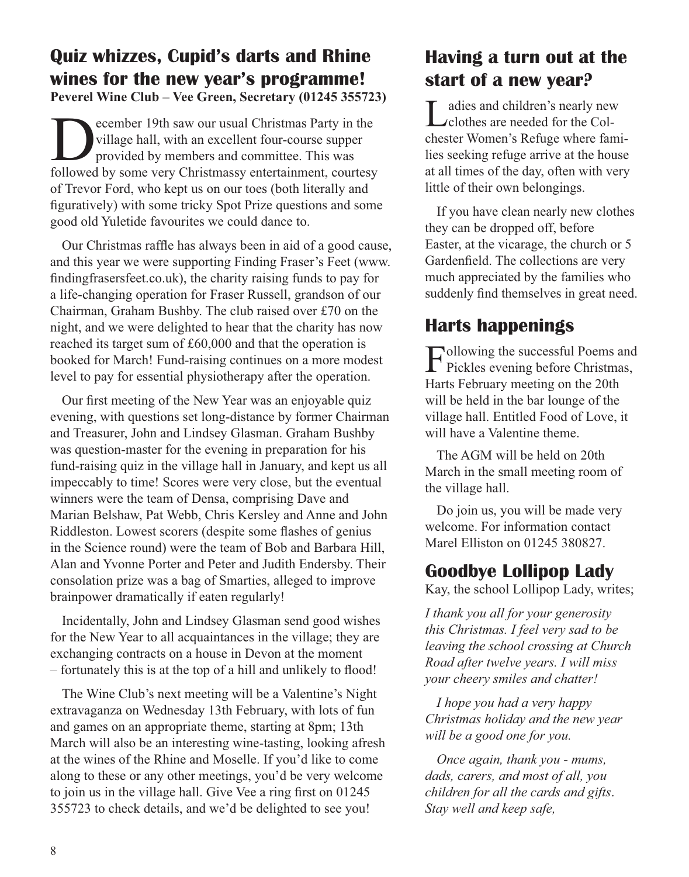## Quiz whizzes, Cupid's darts and Rhine wines for the new year's programme!

**Peverel Wine Club – Vee Green, Secretary (01245 355723)**

December 19th saw our usual Christmas Party in the village hall, with an excellent four-course supper provided by members and committee. This was followed by some very Christmassy entertainment, courtesy of Trevor Ford, who kept us on our toes (both literally and figuratively) with some tricky Spot Prize questions and some good old Yuletide favourites we could dance to.

Our Christmas raffle has always been in aid of a good cause, and this year we were supporting Finding Fraser's Feet (www.findingfrasersfeet.co.uk), the charity raising funds to pay for a life-changing operation for Fraser Russell, grandson of our Chairman, Graham Bushby. The club raised over £70 on the night, and we were delighted to hear that the charity has now reached its target sum of £60,000 and that the operation is booked for March! Fund-raising continues on a more modest level to pay for essential physiotherapy after the operation.

Our first meeting of the New Year was an enjoyable quiz evening, with questions set long-distance by former Chairman and Treasurer, John and Lindsey Glasman. Graham Bushby was question-master for the evening in preparation for his fund-raising quiz in the village hall in January, and kept us all impeccably to time! Scores were very close, but the eventual winners were the team of Densa, comprising Dave and Marian Belshaw, Pat Webb, Chris Kersley and Anne and John Riddleston. Lowest scorers (despite some flashes of genius in the Science round) were the team of Bob and Barbara Hill, Alan and Yvonne Porter and Peter and Judith Endersby. Their consolation prize was a bag of Smarties, alleged to improve brainpower dramatically if eaten regularly!

Incidentally, John and Lindsey Glasman send good wishes for the New Year to all acquaintances in the village; they are exchanging contracts on a house in Devon at the moment – fortunately this is at the top of a hill and unlikely to flood!

The Wine Club's next meeting will be a Valentine's Night extravaganza on Wednesday 13th February, with lots of fun and games on an appropriate theme, starting at 8pm; 13th March will also be an interesting wine-tasting, looking afresh at the wines of the Rhine and Moselle. If you'd like to come along to these or any other meetings, you'd be very welcome to join us in the village hall. Give Vee a ring first on 01245 355723 to check details, and we'd be delighted to see you!

## Having a turn out at the start of a new year?

Ladies and children's nearly new clothes are needed for the Colchester Women's Refuge where families seeking refuge arrive at the house at all times of the day, often with very little of their own belongings.

If you have clean nearly new clothes they can be dropped off, before Easter, at the vicarage, the church or 5 Gardenfield. The collections are very much appreciated by the families who suddenly find themselves in great need.

## Harts happenings

Following the successful Poems and Pickles evening before Christmas, Harts February meeting on the 20th will be held in the bar lounge of the village hall. Entitled Food of Love, it will have a Valentine theme.

The AGM will be held on 20th March in the small meeting room of the village hall.

Do join us, you will be made very welcome. For information contact Marel Elliston on 01245 380827.

## Goodbye Lollipop Lady

Kay, the school Lollipop Lady, writes;

*I thank you all for your generosity this Christmas. I feel very sad to be leaving the school crossing at Church Road after twelve years. I will miss your cheery smiles and chatter!*

*I hope you had a very happy Christmas holiday and the new year will be a good one for you.*

*Once again, thank you - mums, dads, carers, and most of all, you children for all the cards and gifts. Stay well and keep safe,*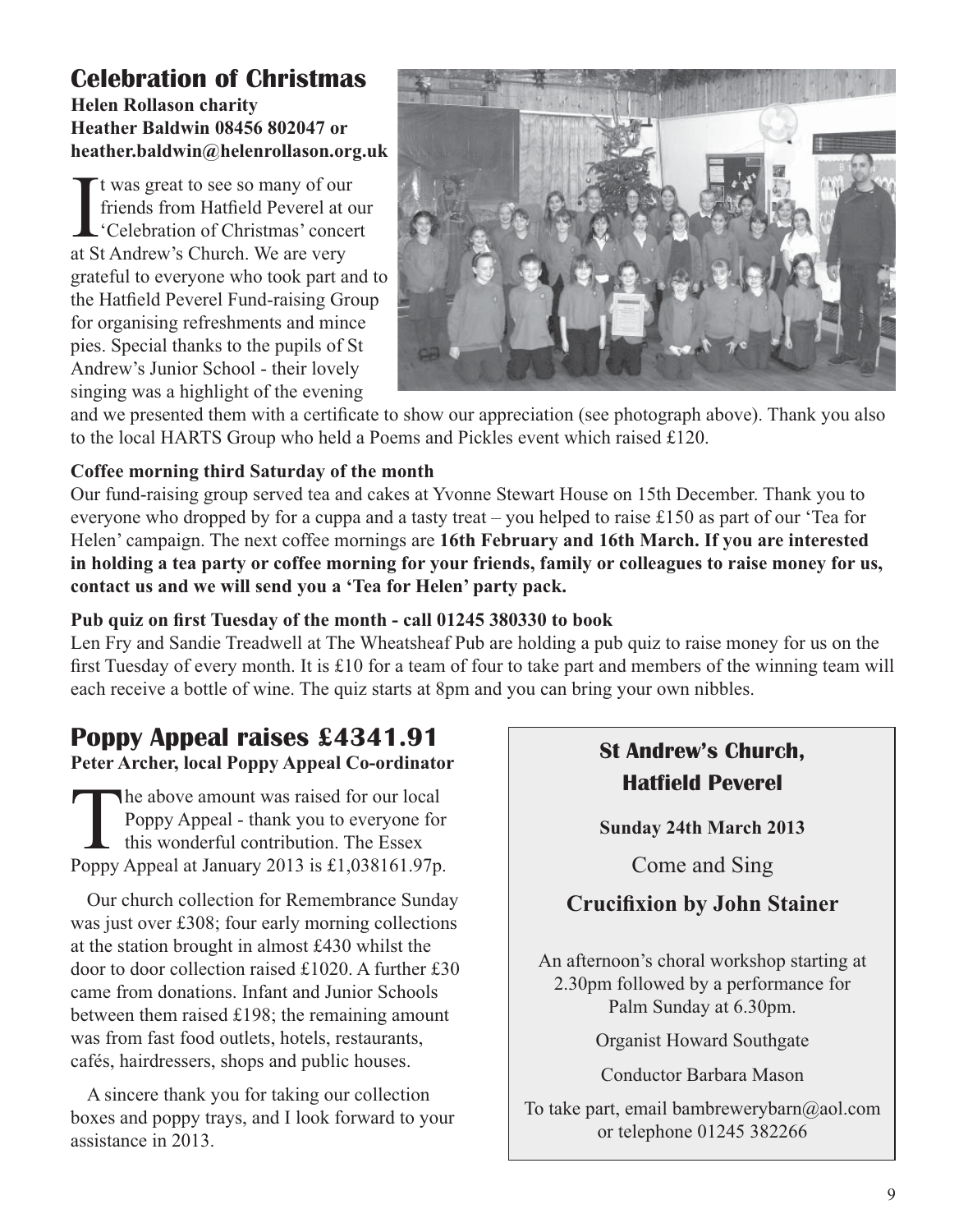## Celebration of Christmas

**Helen Rollason charity**
**Heather Baldwin 08456 802047 or heather.baldwin@helenrollason.org.uk**

It was great to see so many of our friends from Hatfield Peverel at our 'Celebration of Christmas' concert at St Andrew's Church. We are very grateful to everyone who took part and to the Hatfield Peverel Fund-raising Group for organising refreshments and mince pies. Special thanks to the pupils of St Andrew's Junior School - their lovely singing was a highlight of the evening and we presented them with a certificate to show our appreciation (see photograph above). Thank you also to the local HARTS Group who held a Poems and Pickles event which raised £120.

**Coffee morning third Saturday of the month**

Our fund-raising group served tea and cakes at Yvonne Stewart House on 15th December. Thank you to everyone who dropped by for a cuppa and a tasty treat – you helped to raise £150 as part of our 'Tea for Helen' campaign. The next coffee mornings are **16th February and 16th March. If you are interested in holding a tea party or coffee morning for your friends, family or colleagues to raise money for us, contact us and we will send you a 'Tea for Helen' party pack.**

**Pub quiz on first Tuesday of the month - call 01245 380330 to book**

Len Fry and Sandie Treadwell at The Wheatsheaf Pub are holding a pub quiz to raise money for us on the first Tuesday of every month. It is £10 for a team of four to take part and members of the winning team will each receive a bottle of wine. The quiz starts at 8pm and you can bring your own nibbles.

## Poppy Appeal raises £4341.91

**Peter Archer, local Poppy Appeal Co-ordinator**

The above amount was raised for our local Poppy Appeal - thank you to everyone for this wonderful contribution. The Essex Poppy Appeal at January 2013 is £1,038161.97p.

Our church collection for Remembrance Sunday was just over £308; four early morning collections at the station brought in almost £430 whilst the door to door collection raised £1020. A further £30 came from donations. Infant and Junior Schools between them raised £198; the remaining amount was from fast food outlets, hotels, restaurants, cafés, hairdressers, shops and public houses.

A sincere thank you for taking our collection boxes and poppy trays, and I look forward to your assistance in 2013.

---

**St Andrew's Church, Hatfield Peverel**

**Sunday 24th March 2013**

Come and Sing

**Crucifixion by John Stainer**

An afternoon's choral workshop starting at 2.30pm followed by a performance for Palm Sunday at 6.30pm.

Organist Howard Southgate

Conductor Barbara Mason

To take part, email bambrewerybarn@aol.com or telephone 01245 382266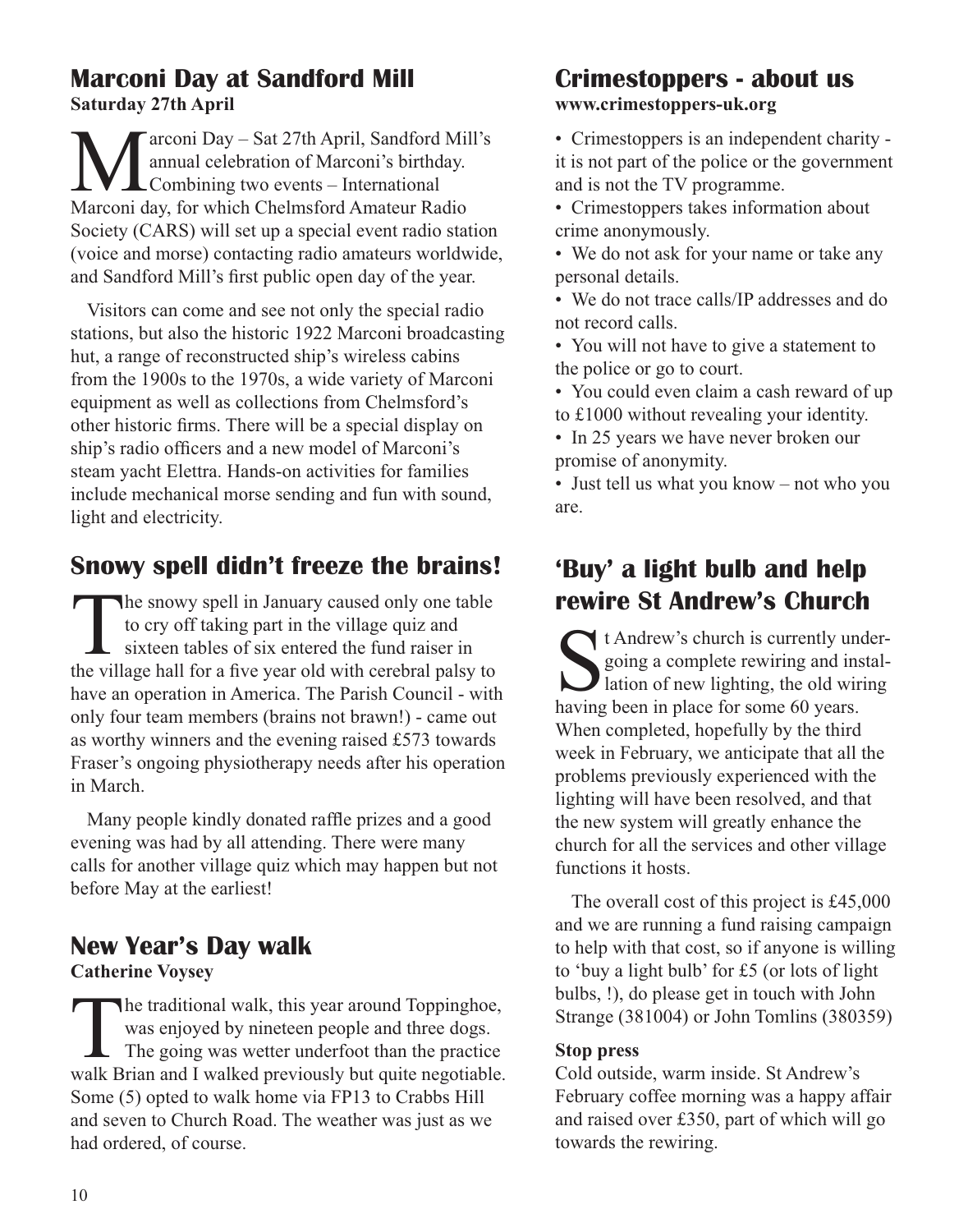## Marconi Day at Sandford Mill

**Saturday 27th April**

Marconi Day – Sat 27th April, Sandford Mill's annual celebration of Marconi's birthday. Combining two events – International Marconi day, for which Chelmsford Amateur Radio Society (CARS) will set up a special event radio station (voice and morse) contacting radio amateurs worldwide, and Sandford Mill's first public open day of the year.

Visitors can come and see not only the special radio stations, but also the historic 1922 Marconi broadcasting hut, a range of reconstructed ship's wireless cabins from the 1900s to the 1970s, a wide variety of Marconi equipment as well as collections from Chelmsford's other historic firms. There will be a special display on ship's radio officers and a new model of Marconi's steam yacht Elettra. Hands-on activities for families include mechanical morse sending and fun with sound, light and electricity.

## Snowy spell didn't freeze the brains!

The snowy spell in January caused only one table to cry off taking part in the village quiz and sixteen tables of six entered the fund raiser in the village hall for a five year old with cerebral palsy to have an operation in America. The Parish Council - with only four team members (brains not brawn!) - came out as worthy winners and the evening raised £573 towards Fraser's ongoing physiotherapy needs after his operation in March.

Many people kindly donated raffle prizes and a good evening was had by all attending. There were many calls for another village quiz which may happen but not before May at the earliest!

## New Year's Day walk

**Catherine Voysey**

The traditional walk, this year around Toppinghoe, was enjoyed by nineteen people and three dogs. The going was wetter underfoot than the practice walk Brian and I walked previously but quite negotiable. Some (5) opted to walk home via FP13 to Crabbs Hill and seven to Church Road. The weather was just as we had ordered, of course.

## Crimestoppers - about us

**www.crimestoppers-uk.org**

- Crimestoppers is an independent charity - it is not part of the police or the government and is not the TV programme.
- Crimestoppers takes information about crime anonymously.
- We do not ask for your name or take any personal details.
- We do not trace calls/IP addresses and do not record calls.
- You will not have to give a statement to the police or go to court.
- You could even claim a cash reward of up to £1000 without revealing your identity.
- In 25 years we have never broken our promise of anonymity.
- Just tell us what you know – not who you are.

## 'Buy' a light bulb and help rewire St Andrew's Church

St Andrew's church is currently undergoing a complete rewiring and installation of new lighting, the old wiring having been in place for some 60 years. When completed, hopefully by the third week in February, we anticipate that all the problems previously experienced with the lighting will have been resolved, and that the new system will greatly enhance the church for all the services and other village functions it hosts.

The overall cost of this project is £45,000 and we are running a fund raising campaign to help with that cost, so if anyone is willing to 'buy a light bulb' for £5 (or lots of light bulbs, !), do please get in touch with John Strange (381004) or John Tomlins (380359)

**Stop press**

Cold outside, warm inside. St Andrew's February coffee morning was a happy affair and raised over £350, part of which will go towards the rewiring.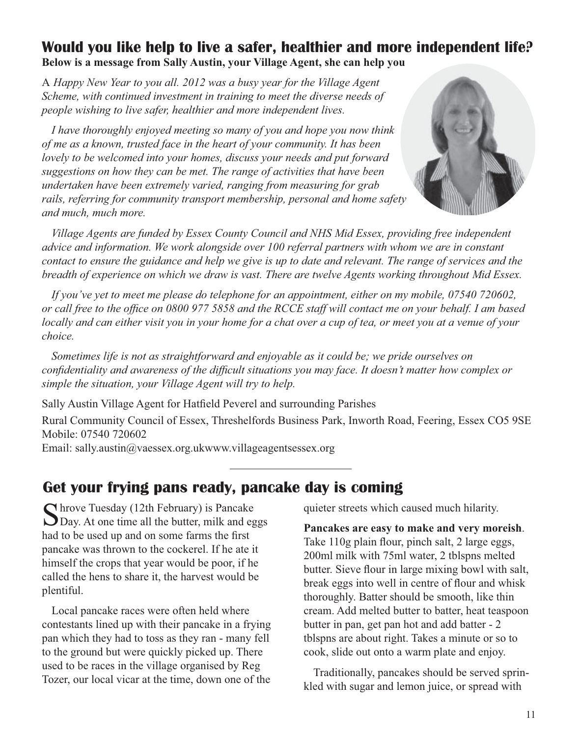## Would you like help to live a safer, healthier and more independent life?

**Below is a message from Sally Austin, your Village Agent, she can help you**

A *Happy New Year to you all. 2012 was a busy year for the Village Agent Scheme, with continued investment in training to meet the diverse needs of people wishing to live safer, healthier and more independent lives.*

*I have thoroughly enjoyed meeting so many of you and hope you now think of me as a known, trusted face in the heart of your community. It has been lovely to be welcomed into your homes, discuss your needs and put forward suggestions on how they can be met. The range of activities that have been undertaken have been extremely varied, ranging from measuring for grab rails, referring for community transport membership, personal and home safety and much, much more.*

*Village Agents are funded by Essex County Council and NHS Mid Essex, providing free independent advice and information. We work alongside over 100 referral partners with whom we are in constant contact to ensure the guidance and help we give is up to date and relevant. The range of services and the breadth of experience on which we draw is vast. There are twelve Agents working throughout Mid Essex.*

*If you've yet to meet me please do telephone for an appointment, either on my mobile, 07540 720602, or call free to the office on 0800 977 5858 and the RCCE staff will contact me on your behalf. I am based locally and can either visit you in your home for a chat over a cup of tea, or meet you at a venue of your choice.*

*Sometimes life is not as straightforward and enjoyable as it could be; we pride ourselves on confidentiality and awareness of the difficult situations you may face. It doesn't matter how complex or simple the situation, your Village Agent will try to help.*

Sally Austin Village Agent for Hatfield Peverel and surrounding Parishes

Rural Community Council of Essex, Threshelfords Business Park, Inworth Road, Feering, Essex CO5 9SE
Mobile: 07540 720602
Email: sally.austin@vaessex.org.ukwww.villageagentsessex.org

---

## Get your frying pans ready, pancake day is coming

Shrove Tuesday (12th February) is Pancake Day. At one time all the butter, milk and eggs had to be used up and on some farms the first pancake was thrown to the cockerel. If he ate it himself the crops that year would be poor, if he called the hens to share it, the harvest would be plentiful.

Local pancake races were often held where contestants lined up with their pancake in a frying pan which they had to toss as they ran - many fell to the ground but were quickly picked up. There used to be races in the village organised by Reg Tozer, our local vicar at the time, down one of the quieter streets which caused much hilarity.

**Pancakes are easy to make and very moreish**. Take 110g plain flour, pinch salt, 2 large eggs, 200ml milk with 75ml water, 2 tblspns melted butter. Sieve flour in large mixing bowl with salt, break eggs into well in centre of flour and whisk thoroughly. Batter should be smooth, like thin cream. Add melted butter to batter, heat teaspoon butter in pan, get pan hot and add batter - 2 tblspns are about right. Takes a minute or so to cook, slide out onto a warm plate and enjoy.

Traditionally, pancakes should be served sprinkled with sugar and lemon juice, or spread with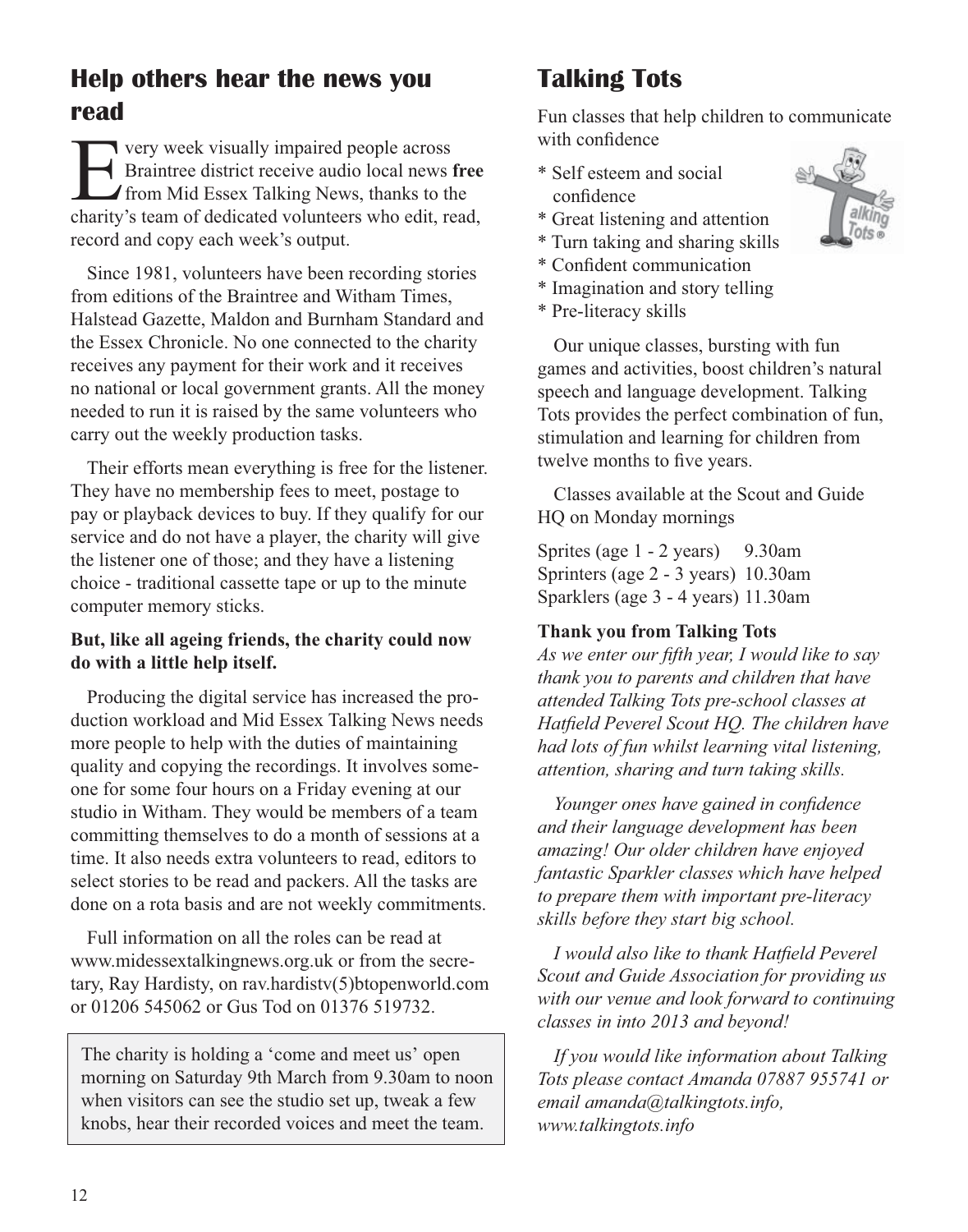## Help others hear the news you read

Every week visually impaired people across Braintree district receive audio local news **free** from Mid Essex Talking News, thanks to the charity's team of dedicated volunteers who edit, read, record and copy each week's output.

Since 1981, volunteers have been recording stories from editions of the Braintree and Witham Times, Halstead Gazette, Maldon and Burnham Standard and the Essex Chronicle. No one connected to the charity receives any payment for their work and it receives no national or local government grants. All the money needed to run it is raised by the same volunteers who carry out the weekly production tasks.

Their efforts mean everything is free for the listener. They have no membership fees to meet, postage to pay or playback devices to buy. If they qualify for our service and do not have a player, the charity will give the listener one of those; and they have a listening choice - traditional cassette tape or up to the minute computer memory sticks.

**But, like all ageing friends, the charity could now do with a little help itself.**

Producing the digital service has increased the production workload and Mid Essex Talking News needs more people to help with the duties of maintaining quality and copying the recordings. It involves someone for some four hours on a Friday evening at our studio in Witham. They would be members of a team committing themselves to do a month of sessions at a time. It also needs extra volunteers to read, editors to select stories to be read and packers. All the tasks are done on a rota basis and are not weekly commitments.

Full information on all the roles can be read at www.midessextalkingnews.org.uk or from the secretary, Ray Hardisty, on rav.hardistv(5)btopenworld.com or 01206 545062 or Gus Tod on 01376 519732.

The charity is holding a 'come and meet us' open morning on Saturday 9th March from 9.30am to noon when visitors can see the studio set up, tweak a few knobs, hear their recorded voices and meet the team.

## Talking Tots

Fun classes that help children to communicate with confidence

* Self esteem and social confidence
* Great listening and attention
* Turn taking and sharing skills
* Confident communication
* Imagination and story telling
* Pre-literacy skills

Our unique classes, bursting with fun games and activities, boost children's natural speech and language development. Talking Tots provides the perfect combination of fun, stimulation and learning for children from twelve months to five years.

Classes available at the Scout and Guide HQ on Monday mornings

Sprites (age 1 - 2 years) 9.30am
Sprinters (age 2 - 3 years) 10.30am
Sparklers (age 3 - 4 years) 11.30am

**Thank you from Talking Tots**

*As we enter our fifth year, I would like to say thank you to parents and children that have attended Talking Tots pre-school classes at Hatfield Peverel Scout HQ. The children have had lots of fun whilst learning vital listening, attention, sharing and turn taking skills.*

*Younger ones have gained in confidence and their language development has been amazing! Our older children have enjoyed fantastic Sparkler classes which have helped to prepare them with important pre-literacy skills before they start big school.*

*I would also like to thank Hatfield Peverel Scout and Guide Association for providing us with our venue and look forward to continuing classes in into 2013 and beyond!*

*If you would like information about Talking Tots please contact Amanda 07887 955741 or email amanda@talkingtots.info, www.talkingtots.info*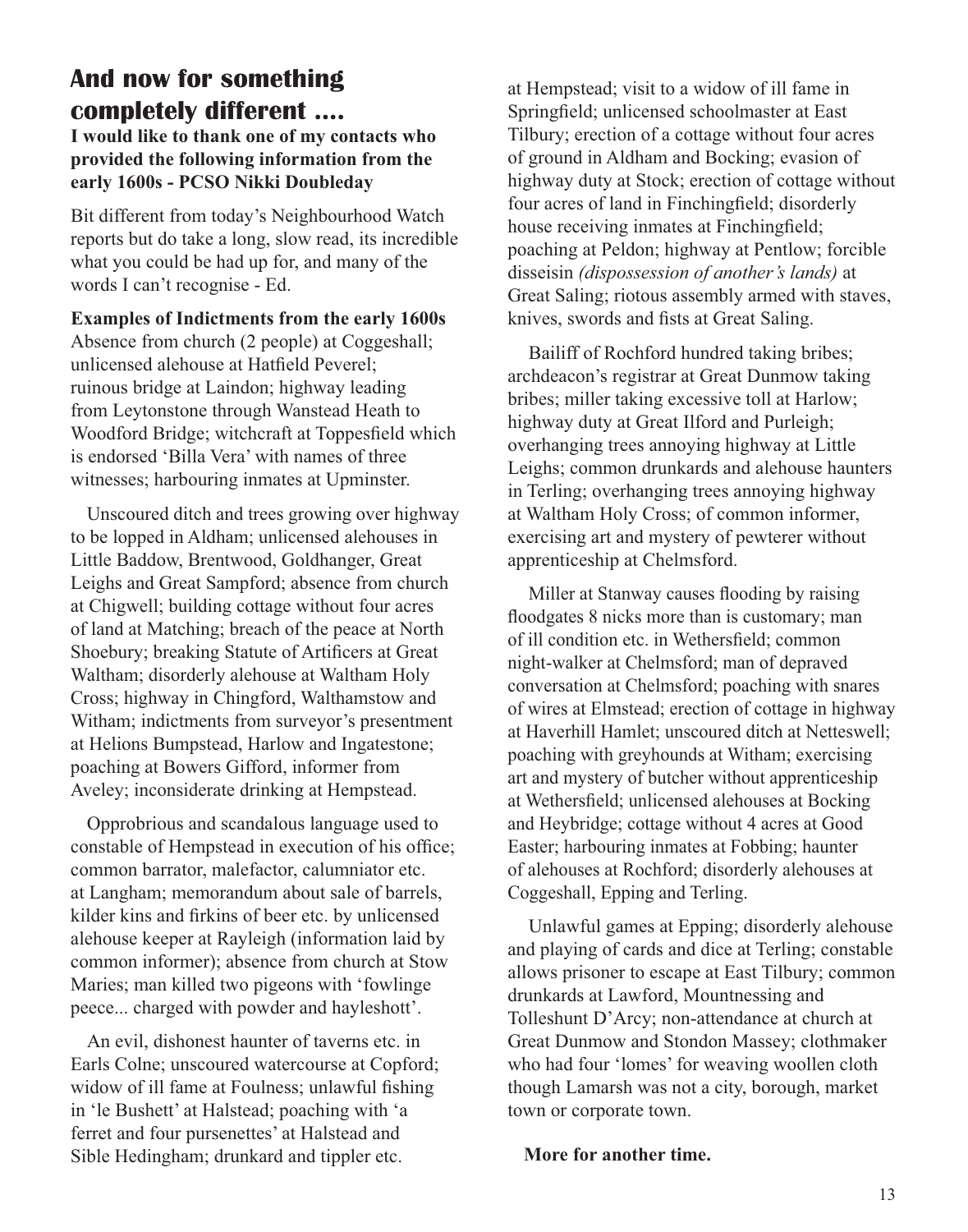## And now for something completely different ....

**I would like to thank one of my contacts who provided the following information from the early 1600s - PCSO Nikki Doubleday**

Bit different from today's Neighbourhood Watch reports but do take a long, slow read, its incredible what you could be had up for, and many of the words I can't recognise - Ed.

**Examples of Indictments from the early 1600s**

Absence from church (2 people) at Coggeshall; unlicensed alehouse at Hatfield Peverel; ruinous bridge at Laindon; highway leading from Leytonstone through Wanstead Heath to Woodford Bridge; witchcraft at Toppesfield which is endorsed 'Billa Vera' with names of three witnesses; harbouring inmates at Upminster.

Unscoured ditch and trees growing over highway to be lopped in Aldham; unlicensed alehouses in Little Baddow, Brentwood, Goldhanger, Great Leighs and Great Sampford; absence from church at Chigwell; building cottage without four acres of land at Matching; breach of the peace at North Shoebury; breaking Statute of Artificers at Great Waltham; disorderly alehouse at Waltham Holy Cross; highway in Chingford, Walthamstow and Witham; indictments from surveyor's presentment at Helions Bumpstead, Harlow and Ingatestone; poaching at Bowers Gifford, informer from Aveley; inconsiderate drinking at Hempstead.

Opprobrious and scandalous language used to constable of Hempstead in execution of his office; common barrator, malefactor, calumniator etc. at Langham; memorandum about sale of barrels, kilder kins and firkins of beer etc. by unlicensed alehouse keeper at Rayleigh (information laid by common informer); absence from church at Stow Maries; man killed two pigeons with 'fowlinge peece... charged with powder and hayleshott'.

An evil, dishonest haunter of taverns etc. in Earls Colne; unscoured watercourse at Copford; widow of ill fame at Foulness; unlawful fishing in 'le Bushett' at Halstead; poaching with 'a ferret and four pursenettes' at Halstead and Sible Hedingham; drunkard and tippler etc. at Hempstead; visit to a widow of ill fame in Springfield; unlicensed schoolmaster at East Tilbury; erection of a cottage without four acres of ground in Aldham and Bocking; evasion of highway duty at Stock; erection of cottage without four acres of land in Finchingfield; disorderly house receiving inmates at Finchingfield; poaching at Peldon; highway at Pentlow; forcible disseisin *(dispossession of another's lands)* at Great Saling; riotous assembly armed with staves, knives, swords and fists at Great Saling.

Bailiff of Rochford hundred taking bribes; archdeacon's registrar at Great Dunmow taking bribes; miller taking excessive toll at Harlow; highway duty at Great Ilford and Purleigh; overhanging trees annoying highway at Little Leighs; common drunkards and alehouse haunters in Terling; overhanging trees annoying highway at Waltham Holy Cross; of common informer, exercising art and mystery of pewterer without apprenticeship at Chelmsford.

Miller at Stanway causes flooding by raising floodgates 8 nicks more than is customary; man of ill condition etc. in Wethersfield; common night-walker at Chelmsford; man of depraved conversation at Chelmsford; poaching with snares of wires at Elmstead; erection of cottage in highway at Haverhill Hamlet; unscoured ditch at Netteswell; poaching with greyhounds at Witham; exercising art and mystery of butcher without apprenticeship at Wethersfield; unlicensed alehouses at Bocking and Heybridge; cottage without 4 acres at Good Easter; harbouring inmates at Fobbing; haunter of alehouses at Rochford; disorderly alehouses at Coggeshall, Epping and Terling.

Unlawful games at Epping; disorderly alehouse and playing of cards and dice at Terling; constable allows prisoner to escape at East Tilbury; common drunkards at Lawford, Mountnessing and Tolleshunt D'Arcy; non-attendance at church at Great Dunmow and Stondon Massey; clothmaker who had four 'lomes' for weaving woollen cloth though Lamarsh was not a city, borough, market town or corporate town.

**More for another time.**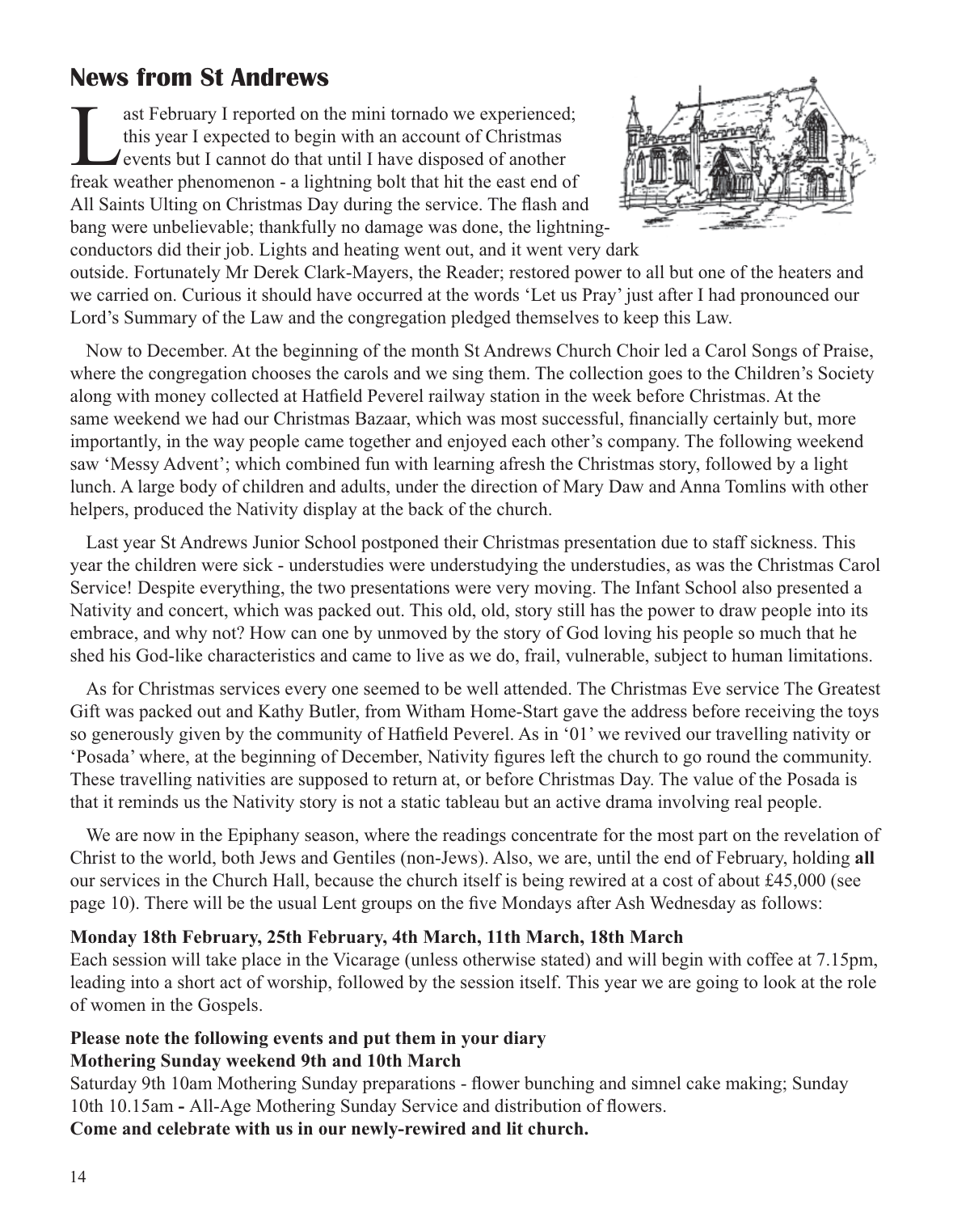## News from St Andrews

Last February I reported on the mini tornado we experienced; this year I expected to begin with an account of Christmas events but I cannot do that until I have disposed of another freak weather phenomenon - a lightning bolt that hit the east end of All Saints Ulting on Christmas Day during the service. The flash and bang were unbelievable; thankfully no damage was done, the lightning-conductors did their job. Lights and heating went out, and it went very dark outside. Fortunately Mr Derek Clark-Mayers, the Reader; restored power to all but one of the heaters and we carried on. Curious it should have occurred at the words 'Let us Pray' just after I had pronounced our Lord's Summary of the Law and the congregation pledged themselves to keep this Law.

Now to December. At the beginning of the month St Andrews Church Choir led a Carol Songs of Praise, where the congregation chooses the carols and we sing them. The collection goes to the Children's Society along with money collected at Hatfield Peverel railway station in the week before Christmas. At the same weekend we had our Christmas Bazaar, which was most successful, financially certainly but, more importantly, in the way people came together and enjoyed each other's company. The following weekend saw 'Messy Advent'; which combined fun with learning afresh the Christmas story, followed by a light lunch. A large body of children and adults, under the direction of Mary Daw and Anna Tomlins with other helpers, produced the Nativity display at the back of the church.

Last year St Andrews Junior School postponed their Christmas presentation due to staff sickness. This year the children were sick - understudies were understudying the understudies, as was the Christmas Carol Service! Despite everything, the two presentations were very moving. The Infant School also presented a Nativity and concert, which was packed out. This old, old, story still has the power to draw people into its embrace, and why not? How can one by unmoved by the story of God loving his people so much that he shed his God-like characteristics and came to live as we do, frail, vulnerable, subject to human limitations.

As for Christmas services every one seemed to be well attended. The Christmas Eve service The Greatest Gift was packed out and Kathy Butler, from Witham Home-Start gave the address before receiving the toys so generously given by the community of Hatfield Peverel. As in '01' we revived our travelling nativity or 'Posada' where, at the beginning of December, Nativity figures left the church to go round the community. These travelling nativities are supposed to return at, or before Christmas Day. The value of the Posada is that it reminds us the Nativity story is not a static tableau but an active drama involving real people.

We are now in the Epiphany season, where the readings concentrate for the most part on the revelation of Christ to the world, both Jews and Gentiles (non-Jews). Also, we are, until the end of February, holding **all** our services in the Church Hall, because the church itself is being rewired at a cost of about £45,000 (see page 10). There will be the usual Lent groups on the five Mondays after Ash Wednesday as follows:

**Monday 18th February, 25th February, 4th March, 11th March, 18th March**
Each session will take place in the Vicarage (unless otherwise stated) and will begin with coffee at 7.15pm, leading into a short act of worship, followed by the session itself. This year we are going to look at the role of women in the Gospels.

**Please note the following events and put them in your diary**
**Mothering Sunday weekend 9th and 10th March**
Saturday 9th 10am Mothering Sunday preparations - flower bunching and simnel cake making; Sunday 10th 10.15am **-** All-Age Mothering Sunday Service and distribution of flowers.
**Come and celebrate with us in our newly-rewired and lit church.**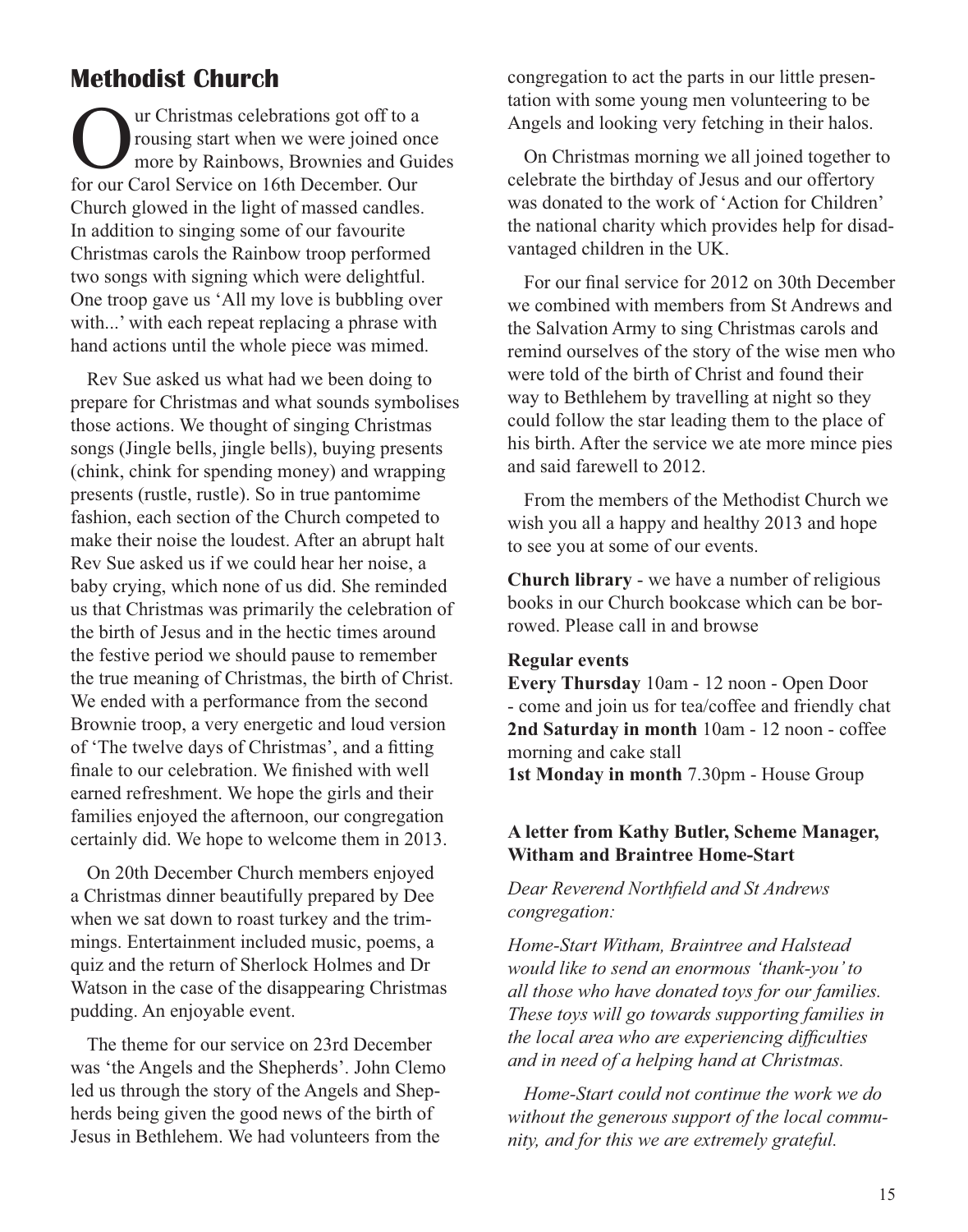## Methodist Church

Our Christmas celebrations got off to a rousing start when we were joined once more by Rainbows, Brownies and Guides for our Carol Service on 16th December. Our Church glowed in the light of massed candles. In addition to singing some of our favourite Christmas carols the Rainbow troop performed two songs with signing which were delightful. One troop gave us 'All my love is bubbling over with...' with each repeat replacing a phrase with hand actions until the whole piece was mimed.

Rev Sue asked us what had we been doing to prepare for Christmas and what sounds symbolises those actions. We thought of singing Christmas songs (Jingle bells, jingle bells), buying presents (chink, chink for spending money) and wrapping presents (rustle, rustle). So in true pantomime fashion, each section of the Church competed to make their noise the loudest. After an abrupt halt Rev Sue asked us if we could hear her noise, a baby crying, which none of us did. She reminded us that Christmas was primarily the celebration of the birth of Jesus and in the hectic times around the festive period we should pause to remember the true meaning of Christmas, the birth of Christ. We ended with a performance from the second Brownie troop, a very energetic and loud version of 'The twelve days of Christmas', and a fitting finale to our celebration. We finished with well earned refreshment. We hope the girls and their families enjoyed the afternoon, our congregation certainly did. We hope to welcome them in 2013.

On 20th December Church members enjoyed a Christmas dinner beautifully prepared by Dee when we sat down to roast turkey and the trimmings. Entertainment included music, poems, a quiz and the return of Sherlock Holmes and Dr Watson in the case of the disappearing Christmas pudding. An enjoyable event.

The theme for our service on 23rd December was 'the Angels and the Shepherds'. John Clemo led us through the story of the Angels and Shepherds being given the good news of the birth of Jesus in Bethlehem. We had volunteers from the congregation to act the parts in our little presentation with some young men volunteering to be Angels and looking very fetching in their halos.

On Christmas morning we all joined together to celebrate the birthday of Jesus and our offertory was donated to the work of 'Action for Children' the national charity which provides help for disadvantaged children in the UK.

For our final service for 2012 on 30th December we combined with members from St Andrews and the Salvation Army to sing Christmas carols and remind ourselves of the story of the wise men who were told of the birth of Christ and found their way to Bethlehem by travelling at night so they could follow the star leading them to the place of his birth. After the service we ate more mince pies and said farewell to 2012.

From the members of the Methodist Church we wish you all a happy and healthy 2013 and hope to see you at some of our events.

**Church library** - we have a number of religious books in our Church bookcase which can be borrowed. Please call in and browse

**Regular events**

**Every Thursday** 10am - 12 noon - Open Door - come and join us for tea/coffee and friendly chat

**2nd Saturday in month** 10am - 12 noon - coffee morning and cake stall

**1st Monday in month** 7.30pm - House Group

**A letter from Kathy Butler, Scheme Manager, Witham and Braintree Home-Start**

*Dear Reverend Northfield and St Andrews congregation:*

*Home-Start Witham, Braintree and Halstead would like to send an enormous 'thank-you' to all those who have donated toys for our families. These toys will go towards supporting families in the local area who are experiencing difficulties and in need of a helping hand at Christmas.*

*Home-Start could not continue the work we do without the generous support of the local community, and for this we are extremely grateful.*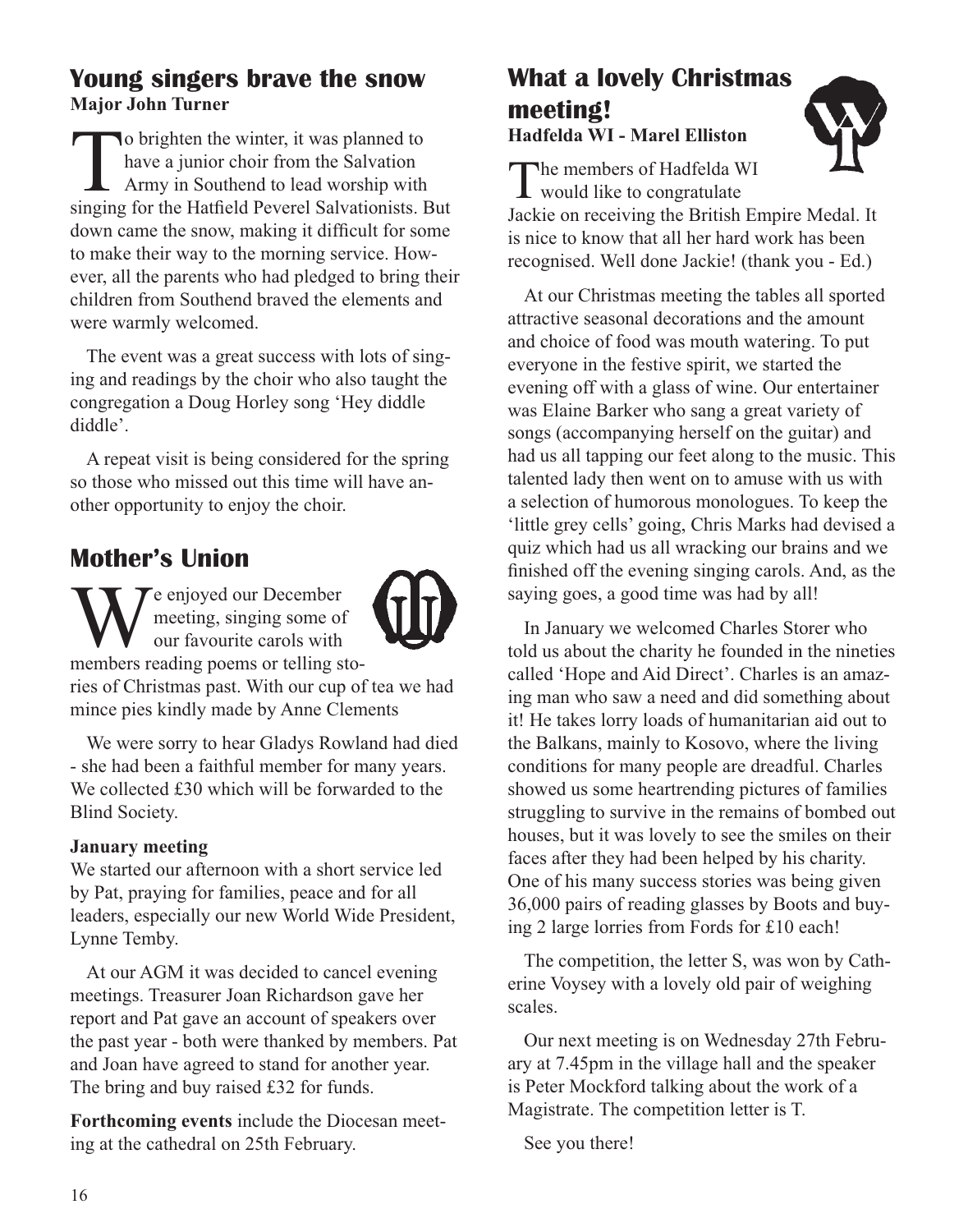## Young singers brave the snow

**Major John Turner**

To brighten the winter, it was planned to have a junior choir from the Salvation Army in Southend to lead worship with singing for the Hatfield Peverel Salvationists. But down came the snow, making it difficult for some to make their way to the morning service. However, all the parents who had pledged to bring their children from Southend braved the elements and were warmly welcomed.

The event was a great success with lots of singing and readings by the choir who also taught the congregation a Doug Horley song 'Hey diddle diddle'.

A repeat visit is being considered for the spring so those who missed out this time will have another opportunity to enjoy the choir.

## Mother's Union

We enjoyed our December meeting, singing some of our favourite carols with members reading poems or telling stories of Christmas past. With our cup of tea we had mince pies kindly made by Anne Clements

We were sorry to hear Gladys Rowland had died - she had been a faithful member for many years. We collected £30 which will be forwarded to the Blind Society.

**January meeting**

We started our afternoon with a short service led by Pat, praying for families, peace and for all leaders, especially our new World Wide President, Lynne Temby.

At our AGM it was decided to cancel evening meetings. Treasurer Joan Richardson gave her report and Pat gave an account of speakers over the past year - both were thanked by members. Pat and Joan have agreed to stand for another year. The bring and buy raised £32 for funds.

**Forthcoming events** include the Diocesan meeting at the cathedral on 25th February.

## What a lovely Christmas meeting!

**Hadfelda WI - Marel Elliston**

The members of Hadfelda WI would like to congratulate Jackie on receiving the British Empire Medal. It is nice to know that all her hard work has been recognised. Well done Jackie! (thank you - Ed.)

At our Christmas meeting the tables all sported attractive seasonal decorations and the amount and choice of food was mouth watering. To put everyone in the festive spirit, we started the evening off with a glass of wine. Our entertainer was Elaine Barker who sang a great variety of songs (accompanying herself on the guitar) and had us all tapping our feet along to the music. This talented lady then went on to amuse with us with a selection of humorous monologues. To keep the 'little grey cells' going, Chris Marks had devised a quiz which had us all wracking our brains and we finished off the evening singing carols. And, as the saying goes, a good time was had by all!

In January we welcomed Charles Storer who told us about the charity he founded in the nineties called 'Hope and Aid Direct'. Charles is an amazing man who saw a need and did something about it! He takes lorry loads of humanitarian aid out to the Balkans, mainly to Kosovo, where the living conditions for many people are dreadful. Charles showed us some heartrending pictures of families struggling to survive in the remains of bombed out houses, but it was lovely to see the smiles on their faces after they had been helped by his charity. One of his many success stories was being given 36,000 pairs of reading glasses by Boots and buying 2 large lorries from Fords for £10 each!

The competition, the letter S, was won by Catherine Voysey with a lovely old pair of weighing scales.

Our next meeting is on Wednesday 27th February at 7.45pm in the village hall and the speaker is Peter Mockford talking about the work of a Magistrate. The competition letter is T.

See you there!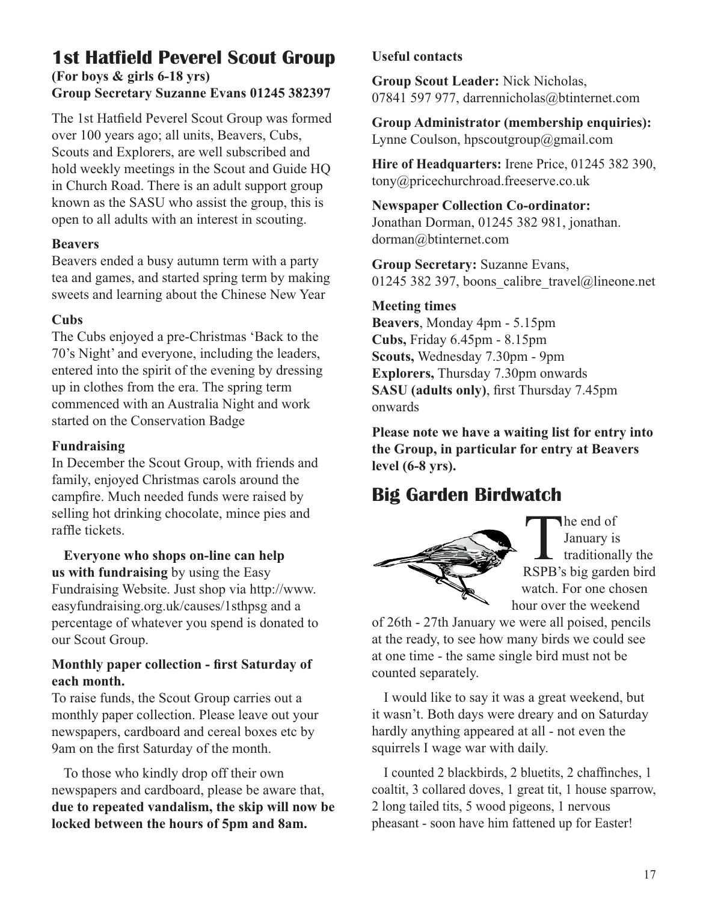# 1st Hatfield Peverel Scout Group

**(For boys & girls 6-18 yrs)**
**Group Secretary Suzanne Evans 01245 382397**

The 1st Hatfield Peverel Scout Group was formed over 100 years ago; all units, Beavers, Cubs, Scouts and Explorers, are well subscribed and hold weekly meetings in the Scout and Guide HQ in Church Road. There is an adult support group known as the SASU who assist the group, this is open to all adults with an interest in scouting.

**Beavers**
Beavers ended a busy autumn term with a party tea and games, and started spring term by making sweets and learning about the Chinese New Year

**Cubs**
The Cubs enjoyed a pre-Christmas 'Back to the 70's Night' and everyone, including the leaders, entered into the spirit of the evening by dressing up in clothes from the era. The spring term commenced with an Australia Night and work started on the Conservation Badge

**Fundraising**
In December the Scout Group, with friends and family, enjoyed Christmas carols around the campfire. Much needed funds were raised by selling hot drinking chocolate, mince pies and raffle tickets.

**Everyone who shops on-line can help us with fundraising** by using the Easy Fundraising Website. Just shop via http://www.easyfundraising.org.uk/causes/1sthpsg and a percentage of whatever you spend is donated to our Scout Group.

**Monthly paper collection - first Saturday of each month.**
To raise funds, the Scout Group carries out a monthly paper collection. Please leave out your newspapers, cardboard and cereal boxes etc by 9am on the first Saturday of the month.

To those who kindly drop off their own newspapers and cardboard, please be aware that, **due to repeated vandalism, the skip will now be locked between the hours of 5pm and 8am.**

**Useful contacts**

**Group Scout Leader:** Nick Nicholas, 07841 597 977, darrennicholas@btinternet.com

**Group Administrator (membership enquiries):** Lynne Coulson, hpscoutgroup@gmail.com

**Hire of Headquarters:** Irene Price, 01245 382 390, tony@pricechurchroad.freeserve.co.uk

**Newspaper Collection Co-ordinator:** Jonathan Dorman, 01245 382 981, jonathan.dorman@btinternet.com

**Group Secretary:** Suzanne Evans, 01245 382 397, boons_calibre_travel@lineone.net

**Meeting times**
**Beavers**, Monday 4pm - 5.15pm
**Cubs,** Friday 6.45pm - 8.15pm
**Scouts,** Wednesday 7.30pm - 9pm
**Explorers,** Thursday 7.30pm onwards
**SASU (adults only)**, first Thursday 7.45pm onwards

**Please note we have a waiting list for entry into the Group, in particular for entry at Beavers level (6-8 yrs).**

# Big Garden Birdwatch

The end of January is traditionally the RSPB's big garden bird watch. For one chosen hour over the weekend of 26th - 27th January we were all poised, pencils at the ready, to see how many birds we could see at one time - the same single bird must not be counted separately.

I would like to say it was a great weekend, but it wasn't. Both days were dreary and on Saturday hardly anything appeared at all - not even the squirrels I wage war with daily.

I counted 2 blackbirds, 2 bluetits, 2 chaffinches, 1 coaltit, 3 collared doves, 1 great tit, 1 house sparrow, 2 long tailed tits, 5 wood pigeons, 1 nervous pheasant - soon have him fattened up for Easter!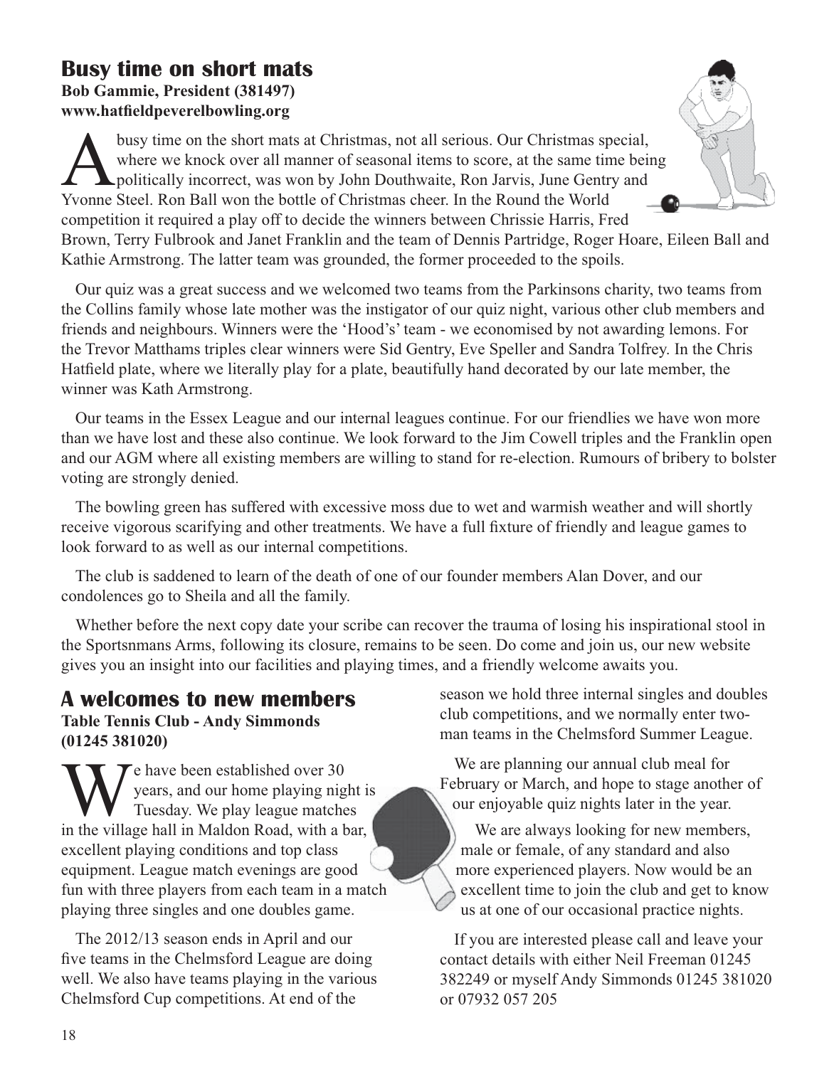## Busy time on short mats

**Bob Gammie, President (381497)**
**www.hatfieldpeverelbowling.org**

A busy time on the short mats at Christmas, not all serious. Our Christmas special, where we knock over all manner of seasonal items to score, at the same time being politically incorrect, was won by John Douthwaite, Ron Jarvis, June Gentry and Yvonne Steel. Ron Ball won the bottle of Christmas cheer. In the Round the World competition it required a play off to decide the winners between Chrissie Harris, Fred Brown, Terry Fulbrook and Janet Franklin and the team of Dennis Partridge, Roger Hoare, Eileen Ball and Kathie Armstrong. The latter team was grounded, the former proceeded to the spoils.

Our quiz was a great success and we welcomed two teams from the Parkinsons charity, two teams from the Collins family whose late mother was the instigator of our quiz night, various other club members and friends and neighbours. Winners were the 'Hood's' team - we economised by not awarding lemons. For the Trevor Matthams triples clear winners were Sid Gentry, Eve Speller and Sandra Tolfrey. In the Chris Hatfield plate, where we literally play for a plate, beautifully hand decorated by our late member, the winner was Kath Armstrong.

Our teams in the Essex League and our internal leagues continue. For our friendlies we have won more than we have lost and these also continue. We look forward to the Jim Cowell triples and the Franklin open and our AGM where all existing members are willing to stand for re-election. Rumours of bribery to bolster voting are strongly denied.

The bowling green has suffered with excessive moss due to wet and warmish weather and will shortly receive vigorous scarifying and other treatments. We have a full fixture of friendly and league games to look forward to as well as our internal competitions.

The club is saddened to learn of the death of one of our founder members Alan Dover, and our condolences go to Sheila and all the family.

Whether before the next copy date your scribe can recover the trauma of losing his inspirational stool in the Sportsnmans Arms, following its closure, remains to be seen. Do come and join us, our new website gives you an insight into our facilities and playing times, and a friendly welcome awaits you.

## A welcomes to new members

**Table Tennis Club - Andy Simmonds (01245 381020)**

We have been established over 30 years, and our home playing night is Tuesday. We play league matches in the village hall in Maldon Road, with a bar, excellent playing conditions and top class equipment. League match evenings are good fun with three players from each team in a match playing three singles and one doubles game.

The 2012/13 season ends in April and our five teams in the Chelmsford League are doing well. We also have teams playing in the various Chelmsford Cup competitions. At end of the season we hold three internal singles and doubles club competitions, and we normally enter two-man teams in the Chelmsford Summer League.

We are planning our annual club meal for February or March, and hope to stage another of our enjoyable quiz nights later in the year.

We are always looking for new members, male or female, of any standard and also more experienced players. Now would be an excellent time to join the club and get to know us at one of our occasional practice nights.

If you are interested please call and leave your contact details with either Neil Freeman 01245 382249 or myself Andy Simmonds 01245 381020 or 07932 057 205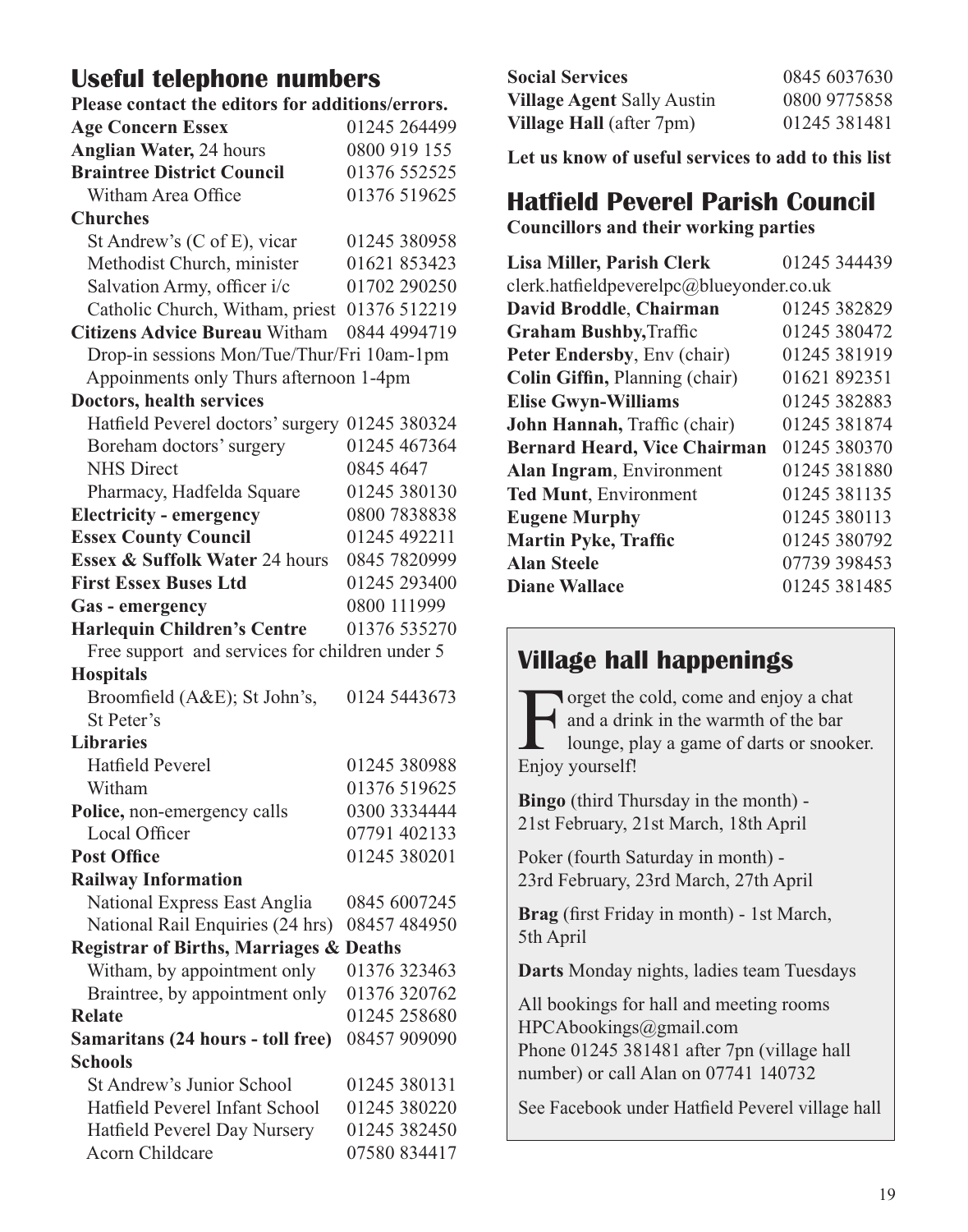## Useful telephone numbers

**Please contact the editors for additions/errors.**

| | |
|---|---|
| **Age Concern Essex** | 01245 264499 |
| **Anglian Water,** 24 hours | 0800 919 155 |
| **Braintree District Council** | 01376 552525 |
| Witham Area Office | 01376 519625 |
| **Churches** | |
| St Andrew's (C of E), vicar | 01245 380958 |
| Methodist Church, minister | 01621 853423 |
| Salvation Army, officer i/c | 01702 290250 |
| Catholic Church, Witham, priest | 01376 512219 |
| **Citizens Advice Bureau** Witham | 0844 4994719 |
| Drop-in sessions Mon/Tue/Thur/Fri 10am-1pm | |
| Appoinments only Thurs afternoon 1-4pm | |
| **Doctors, health services** | |
| Hatfield Peverel doctors' surgery | 01245 380324 |
| Boreham doctors' surgery | 01245 467364 |
| NHS Direct | 0845 4647 |
| Pharmacy, Hadfelda Square | 01245 380130 |
| **Electricity - emergency** | 0800 7838838 |
| **Essex County Council** | 01245 492211 |
| **Essex & Suffolk Water** 24 hours | 0845 7820999 |
| **First Essex Buses Ltd** | 01245 293400 |
| **Gas - emergency** | 0800 111999 |
| **Harlequin Children's Centre** | 01376 535270 |
| Free support and services for children under 5 | |
| **Hospitals** | |
| Broomfield (A&E); St John's, St Peter's | 0124 5443673 |
| **Libraries** | |
| Hatfield Peverel | 01245 380988 |
| Witham | 01376 519625 |
| **Police,** non-emergency calls | 0300 3334444 |
| Local Officer | 07791 402133 |
| **Post Office** | 01245 380201 |
| **Railway Information** | |
| National Express East Anglia | 0845 6007245 |
| National Rail Enquiries (24 hrs) | 08457 484950 |
| **Registrar of Births, Marriages & Deaths** | |
| Witham, by appointment only | 01376 323463 |
| Braintree, by appointment only | 01376 320762 |
| **Relate** | 01245 258680 |
| **Samaritans (24 hours - toll free)** | 08457 909090 |
| **Schools** | |
| St Andrew's Junior School | 01245 380131 |
| Hatfield Peverel Infant School | 01245 380220 |
| Hatfield Peverel Day Nursery | 01245 382450 |
| Acorn Childcare | 07580 834417 |
| **Social Services** | 0845 6037630 |
| **Village Agent** Sally Austin | 0800 9775858 |
| **Village Hall** (after 7pm) | 01245 381481 |

**Let us know of useful services to add to this list**

## Hatfield Peverel Parish Council

**Councillors and their working parties**

| | |
|---|---|
| **Lisa Miller, Parish Clerk** | 01245 344439 |
| clerk.hatfieldpeverelpc@blueyonder.co.uk | |
| **David Broddle**, **Chairman** | 01245 382829 |
| **Graham Bushby,** Traffic | 01245 380472 |
| **Peter Endersby**, Env (chair) | 01245 381919 |
| **Colin Giffin,** Planning (chair) | 01621 892351 |
| **Elise Gwyn-Williams** | 01245 382883 |
| **John Hannah,** Traffic (chair) | 01245 381874 |
| **Bernard Heard, Vice Chairman** | 01245 380370 |
| **Alan Ingram**, Environment | 01245 381880 |
| **Ted Munt**, Environment | 01245 381135 |
| **Eugene Murphy** | 01245 380113 |
| **Martin Pyke, Traffic** | 01245 380792 |
| **Alan Steele** | 07739 398453 |
| **Diane Wallace** | 01245 381485 |

## Village hall happenings

Forget the cold, come and enjoy a chat and a drink in the warmth of the bar lounge, play a game of darts or snooker. Enjoy yourself!

**Bingo** (third Thursday in the month) - 21st February, 21st March, 18th April

Poker (fourth Saturday in month) - 23rd February, 23rd March, 27th April

**Brag** (first Friday in month) - 1st March, 5th April

**Darts** Monday nights, ladies team Tuesdays

All bookings for hall and meeting rooms HPCAbookings@gmail.com
Phone 01245 381481 after 7pn (village hall number) or call Alan on 07741 140732

See Facebook under Hatfield Peverel village hall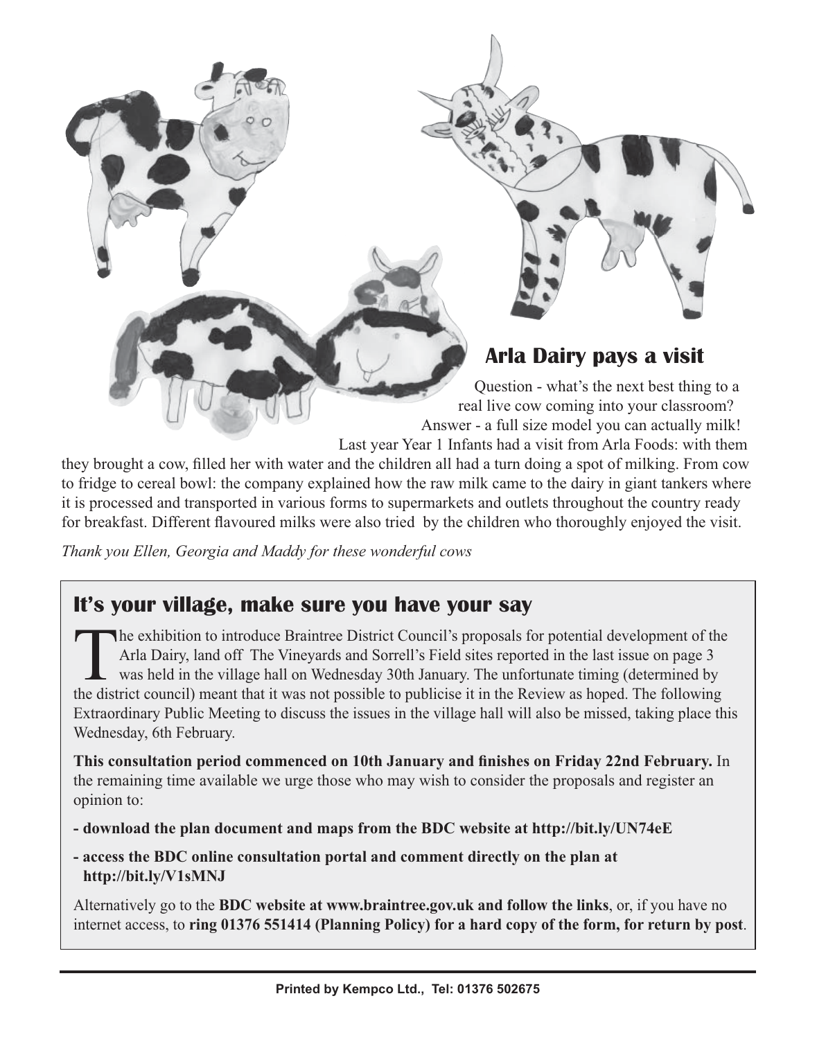## Arla Dairy pays a visit

Question - what's the next best thing to a real live cow coming into your classroom? Answer - a full size model you can actually milk! Last year Year 1 Infants had a visit from Arla Foods: with them they brought a cow, filled her with water and the children all had a turn doing a spot of milking. From cow to fridge to cereal bowl: the company explained how the raw milk came to the dairy in giant tankers where it is processed and transported in various forms to supermarkets and outlets throughout the country ready for breakfast. Different flavoured milks were also tried by the children who thoroughly enjoyed the visit.

*Thank you Ellen, Georgia and Maddy for these wonderful cows*

## It's your village, make sure you have your say

The exhibition to introduce Braintree District Council's proposals for potential development of the Arla Dairy, land off The Vineyards and Sorrell's Field sites reported in the last issue on page 3 was held in the village hall on Wednesday 30th January. The unfortunate timing (determined by the district council) meant that it was not possible to publicise it in the Review as hoped. The following Extraordinary Public Meeting to discuss the issues in the village hall will also be missed, taking place this Wednesday, 6th February.

**This consultation period commenced on 10th January and finishes on Friday 22nd February.** In the remaining time available we urge those who may wish to consider the proposals and register an opinion to:

- **download the plan document and maps from the BDC website at http://bit.ly/UN74eE**
- **access the BDC online consultation portal and comment directly on the plan at http://bit.ly/V1sMNJ**

Alternatively go to the **BDC website at www.braintree.gov.uk and follow the links**, or, if you have no internet access, to **ring 01376 551414 (Planning Policy) for a hard copy of the form, for return by post**.

**Printed by Kempco Ltd., Tel: 01376 502675**